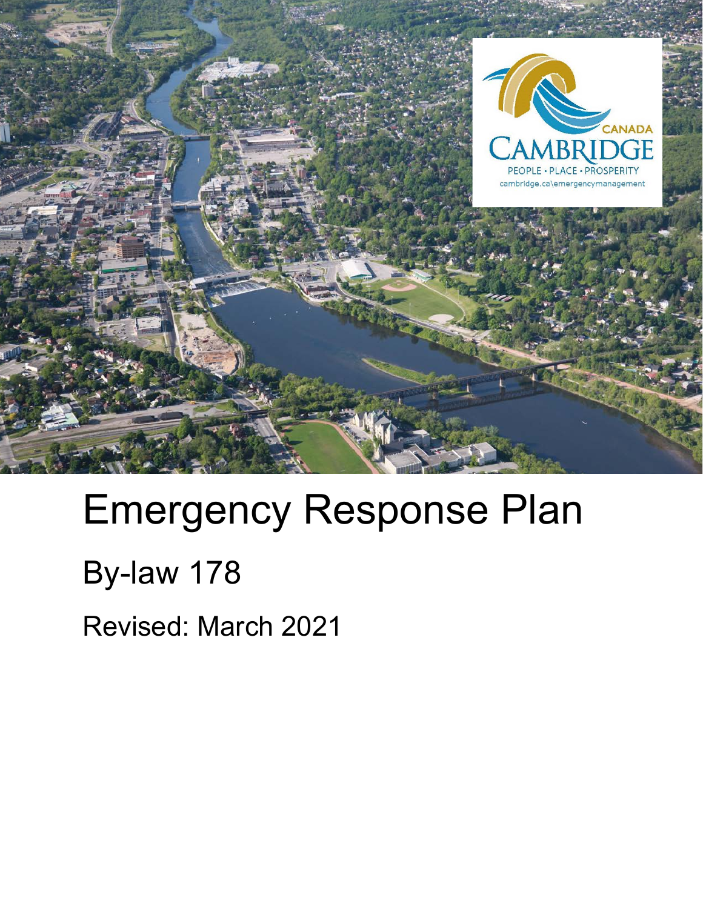CANADA

CAMBRIDGE

PEOPLE • PLACE • PROSPERITY

cambridge.ca\emergencymanagement

# Emergency Response Plan

## By-law 178

Revised: March 2021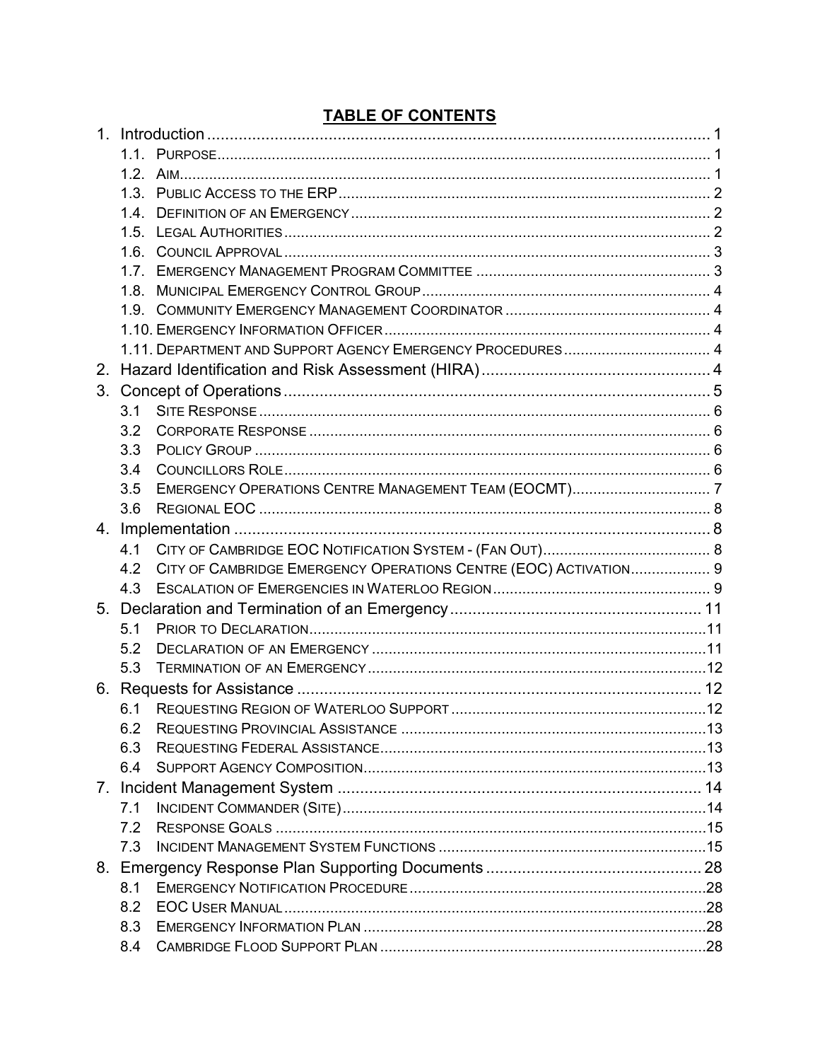# TABLE OF CONTENTS

1. Introduction .................................................................................................................. 1
   - 1.1. Purpose ...................................................................................................................... 1
   - 1.2. Aim ............................................................................................................................. 1
   - 1.3. Public Access to the ERP ........................................................................................ 2
   - 1.4. Definition of an Emergency ..................................................................................... 2
   - 1.5. Legal Authorities ...................................................................................................... 2
   - 1.6. Council Approval ...................................................................................................... 3
   - 1.7. Emergency Management Program Committee ........................................................ 3
   - 1.8. Municipal Emergency Control Group ...................................................................... 4
   - 1.9. Community Emergency Management Coordinator ................................................. 4
   - 1.10. Emergency Information Officer ............................................................................. 4
   - 1.11. Department and Support Agency Emergency Procedures .................................... 4
2. Hazard Identification and Risk Assessment (HIRA) ................................................... 4
3. Concept of Operations ................................................................................................. 5
   - 3.1 Site Response ........................................................................................................... 6
   - 3.2 Corporate Response ................................................................................................. 6
   - 3.3 Policy Group ............................................................................................................. 6
   - 3.4 Councillors Role ........................................................................................................ 6
   - 3.5 Emergency Operations Centre Management Team (EOCMT) ................................. 7
   - 3.6 Regional EOC ........................................................................................................... 8
4. Implementation ............................................................................................................ 8
   - 4.1 City of Cambridge EOC Notification System - (Fan Out) ........................................ 8
   - 4.2 City of Cambridge Emergency Operations Centre (EOC) Activation ...................... 9
   - 4.3 Escalation of Emergencies in Waterloo Region ...................................................... 9
5. Declaration and Termination of an Emergency ......................................................... 11
   - 5.1 Prior to Declaration ................................................................................................. 11
   - 5.2 Declaration of an Emergency .................................................................................. 11
   - 5.3 Termination of an Emergency ................................................................................. 12
6. Requests for Assistance ............................................................................................ 12
   - 6.1 Requesting Region of Waterloo Support ................................................................ 12
   - 6.2 Requesting Provincial Assistance .......................................................................... 13
   - 6.3 Requesting Federal Assistance ............................................................................... 13
   - 6.4 Support Agency Composition .................................................................................. 13
7. Incident Management System .................................................................................. 14
   - 7.1 Incident Commander (Site) ...................................................................................... 14
   - 7.2 Response Goals ....................................................................................................... 15
   - 7.3 Incident Management System Functions ................................................................ 15
8. Emergency Response Plan Supporting Documents ................................................. 28
   - 8.1 Emergency Notification Procedure .......................................................................... 28
   - 8.2 EOC User Manual .................................................................................................... 28
   - 8.3 Emergency Information Plan ................................................................................... 28
   - 8.4 Cambridge Flood Support Plan ............................................................................... 28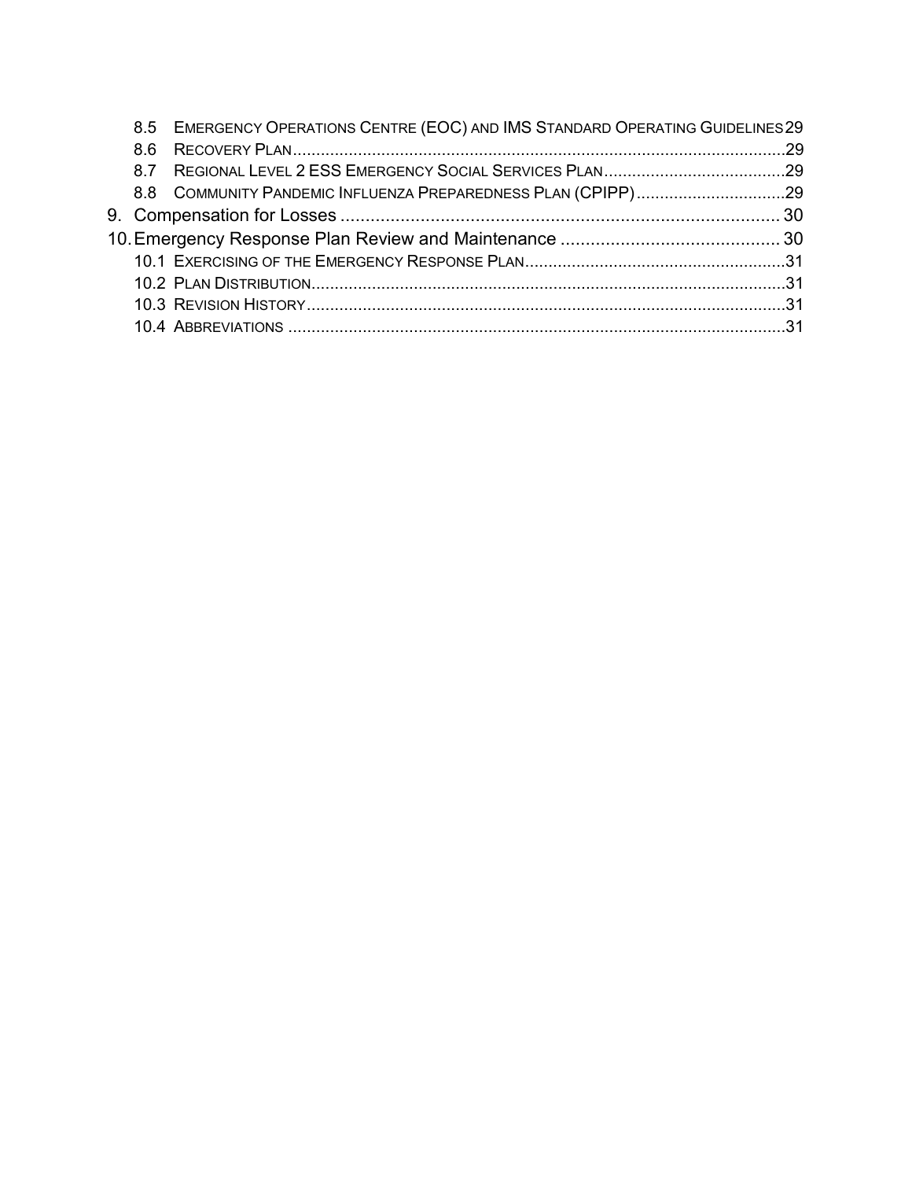8.5 EMERGENCY OPERATIONS CENTRE (EOC) AND IMS STANDARD OPERATING GUIDELINES 29
8.6 RECOVERY PLAN ........................................................................................................29
8.7 REGIONAL LEVEL 2 ESS EMERGENCY SOCIAL SERVICES PLAN ......................................29
8.8 COMMUNITY PANDEMIC INFLUENZA PREPAREDNESS PLAN (CPIPP) ...............................29

9. Compensation for Losses ........................................................................................ 30

10. Emergency Response Plan Review and Maintenance ............................................ 30

10.1 EXERCISING OF THE EMERGENCY RESPONSE PLAN .......................................................31
10.2 PLAN DISTRIBUTION ....................................................................................................31
10.3 REVISION HISTORY ......................................................................................................31
10.4 ABBREVIATIONS ..........................................................................................................31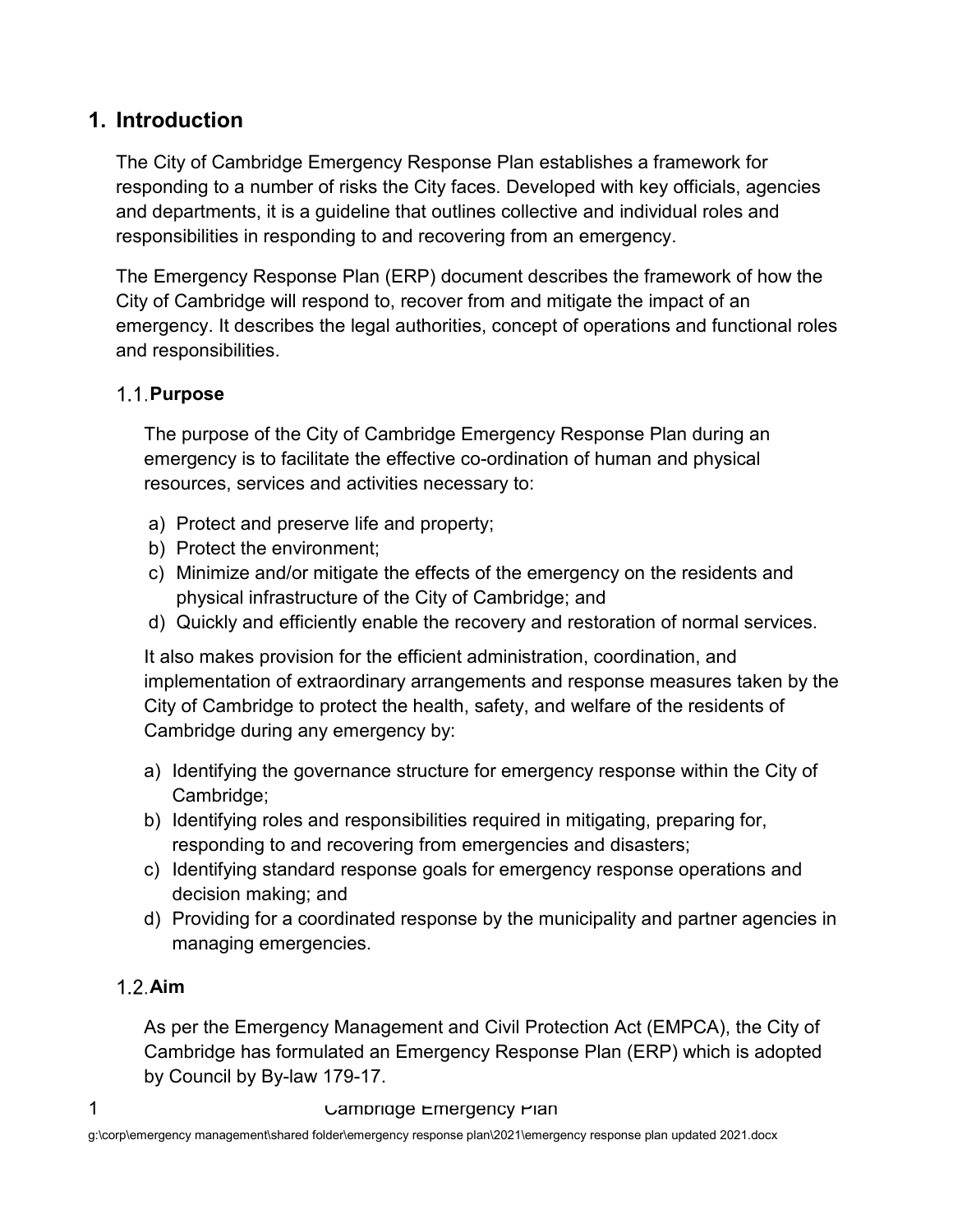# 1. Introduction

The City of Cambridge Emergency Response Plan establishes a framework for responding to a number of risks the City faces. Developed with key officials, agencies and departments, it is a guideline that outlines collective and individual roles and responsibilities in responding to and recovering from an emergency.

The Emergency Response Plan (ERP) document describes the framework of how the City of Cambridge will respond to, recover from and mitigate the impact of an emergency. It describes the legal authorities, concept of operations and functional roles and responsibilities.

## 1.1. Purpose

The purpose of the City of Cambridge Emergency Response Plan during an emergency is to facilitate the effective co-ordination of human and physical resources, services and activities necessary to:

a) Protect and preserve life and property;
b) Protect the environment;
c) Minimize and/or mitigate the effects of the emergency on the residents and physical infrastructure of the City of Cambridge; and
d) Quickly and efficiently enable the recovery and restoration of normal services.

It also makes provision for the efficient administration, coordination, and implementation of extraordinary arrangements and response measures taken by the City of Cambridge to protect the health, safety, and welfare of the residents of Cambridge during any emergency by:

a) Identifying the governance structure for emergency response within the City of Cambridge;
b) Identifying roles and responsibilities required in mitigating, preparing for, responding to and recovering from emergencies and disasters;
c) Identifying standard response goals for emergency response operations and decision making; and
d) Providing for a coordinated response by the municipality and partner agencies in managing emergencies.

## 1.2. Aim

As per the Emergency Management and Civil Protection Act (EMPCA), the City of Cambridge has formulated an Emergency Response Plan (ERP) which is adopted by Council by By-law 179-17.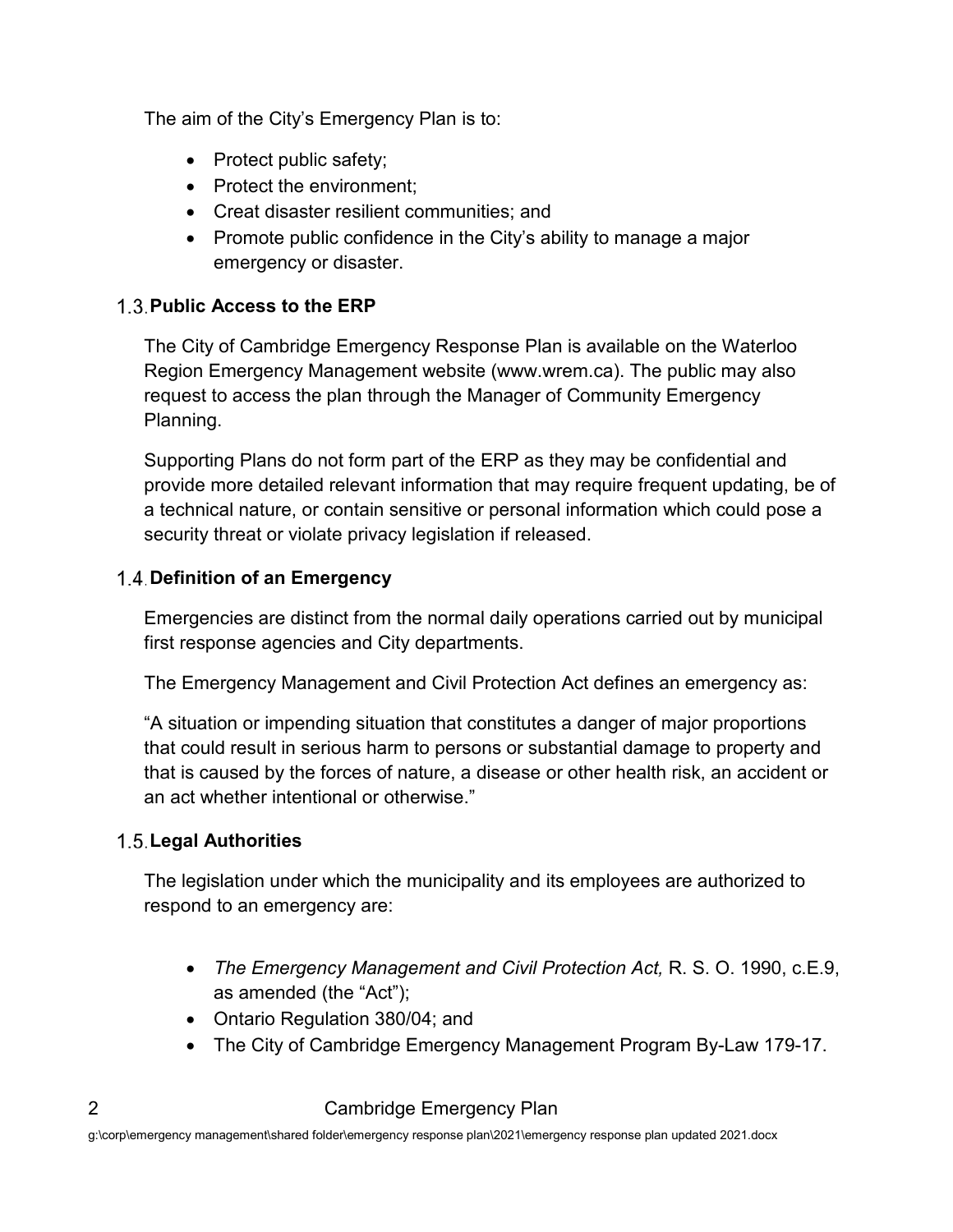The aim of the City's Emergency Plan is to:

- Protect public safety;
- Protect the environment;
- Creat disaster resilient communities; and
- Promote public confidence in the City's ability to manage a major emergency or disaster.

### 1.3. Public Access to the ERP

The City of Cambridge Emergency Response Plan is available on the Waterloo Region Emergency Management website (www.wrem.ca). The public may also request to access the plan through the Manager of Community Emergency Planning.

Supporting Plans do not form part of the ERP as they may be confidential and provide more detailed relevant information that may require frequent updating, be of a technical nature, or contain sensitive or personal information which could pose a security threat or violate privacy legislation if released.

### 1.4. Definition of an Emergency

Emergencies are distinct from the normal daily operations carried out by municipal first response agencies and City departments.

The Emergency Management and Civil Protection Act defines an emergency as:

"A situation or impending situation that constitutes a danger of major proportions that could result in serious harm to persons or substantial damage to property and that is caused by the forces of nature, a disease or other health risk, an accident or an act whether intentional or otherwise."

### 1.5. Legal Authorities

The legislation under which the municipality and its employees are authorized to respond to an emergency are:

- *The Emergency Management and Civil Protection Act,* R. S. O. 1990, c.E.9, as amended (the "Act");
- Ontario Regulation 380/04; and
- The City of Cambridge Emergency Management Program By-Law 179-17.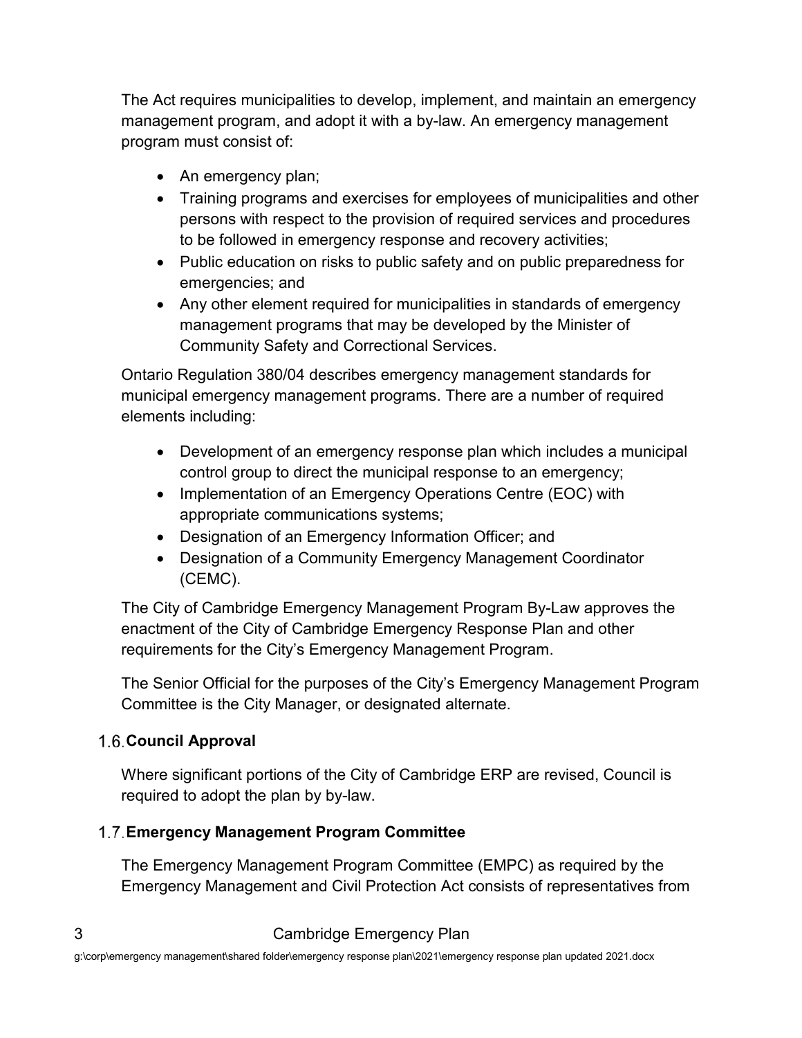The Act requires municipalities to develop, implement, and maintain an emergency management program, and adopt it with a by-law. An emergency management program must consist of:

- An emergency plan;
- Training programs and exercises for employees of municipalities and other persons with respect to the provision of required services and procedures to be followed in emergency response and recovery activities;
- Public education on risks to public safety and on public preparedness for emergencies; and
- Any other element required for municipalities in standards of emergency management programs that may be developed by the Minister of Community Safety and Correctional Services.

Ontario Regulation 380/04 describes emergency management standards for municipal emergency management programs. There are a number of required elements including:

- Development of an emergency response plan which includes a municipal control group to direct the municipal response to an emergency;
- Implementation of an Emergency Operations Centre (EOC) with appropriate communications systems;
- Designation of an Emergency Information Officer; and
- Designation of a Community Emergency Management Coordinator (CEMC).

The City of Cambridge Emergency Management Program By-Law approves the enactment of the City of Cambridge Emergency Response Plan and other requirements for the City's Emergency Management Program.

The Senior Official for the purposes of the City's Emergency Management Program Committee is the City Manager, or designated alternate.

## 1.6. Council Approval

Where significant portions of the City of Cambridge ERP are revised, Council is required to adopt the plan by by-law.

## 1.7. Emergency Management Program Committee

The Emergency Management Program Committee (EMPC) as required by the Emergency Management and Civil Protection Act consists of representatives from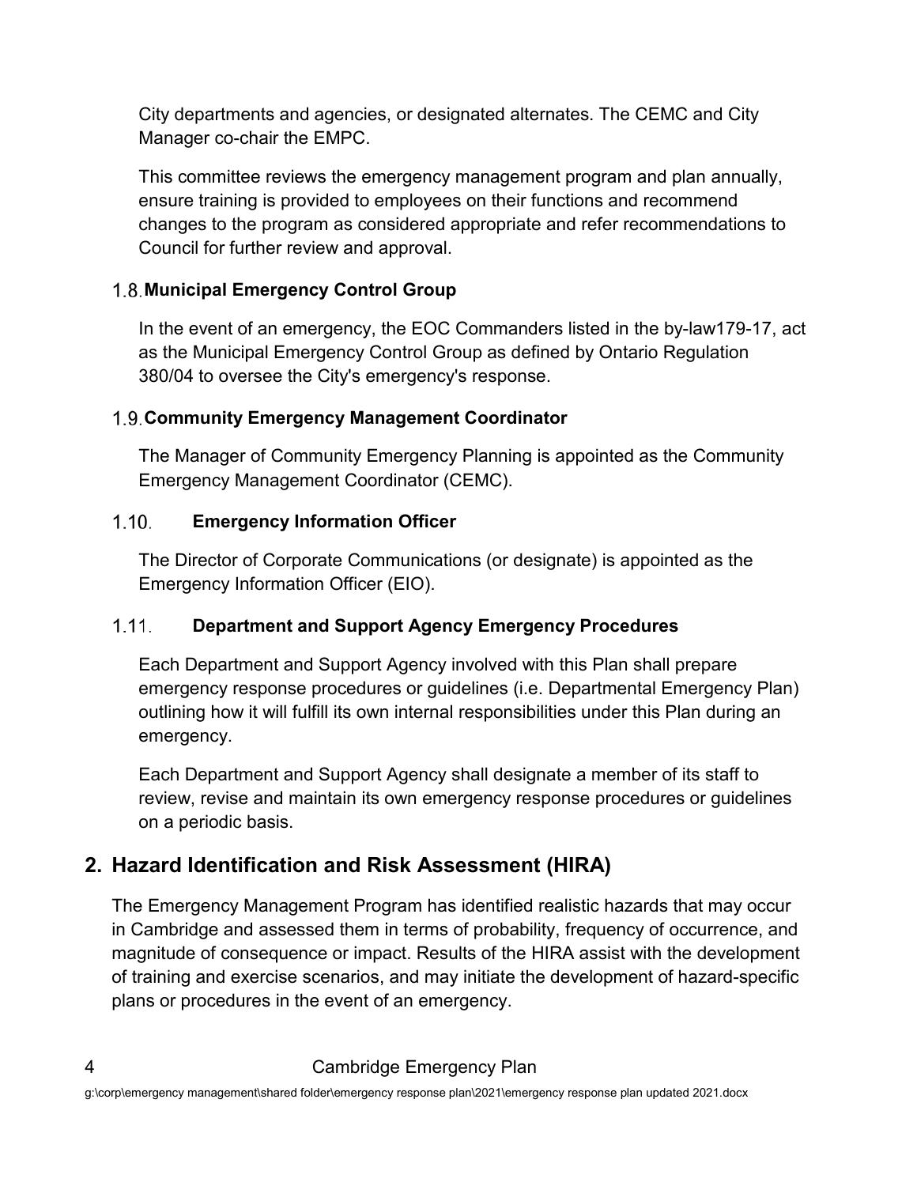City departments and agencies, or designated alternates. The CEMC and City Manager co-chair the EMPC.

This committee reviews the emergency management program and plan annually, ensure training is provided to employees on their functions and recommend changes to the program as considered appropriate and refer recommendations to Council for further review and approval.

### 1.8. Municipal Emergency Control Group

In the event of an emergency, the EOC Commanders listed in the by-law179-17, act as the Municipal Emergency Control Group as defined by Ontario Regulation 380/04 to oversee the City's emergency's response.

### 1.9. Community Emergency Management Coordinator

The Manager of Community Emergency Planning is appointed as the Community Emergency Management Coordinator (CEMC).

### 1.10. Emergency Information Officer

The Director of Corporate Communications (or designate) is appointed as the Emergency Information Officer (EIO).

### 1.11. Department and Support Agency Emergency Procedures

Each Department and Support Agency involved with this Plan shall prepare emergency response procedures or guidelines (i.e. Departmental Emergency Plan) outlining how it will fulfill its own internal responsibilities under this Plan during an emergency.

Each Department and Support Agency shall designate a member of its staff to review, revise and maintain its own emergency response procedures or guidelines on a periodic basis.

## 2. Hazard Identification and Risk Assessment (HIRA)

The Emergency Management Program has identified realistic hazards that may occur in Cambridge and assessed them in terms of probability, frequency of occurrence, and magnitude of consequence or impact. Results of the HIRA assist with the development of training and exercise scenarios, and may initiate the development of hazard-specific plans or procedures in the event of an emergency.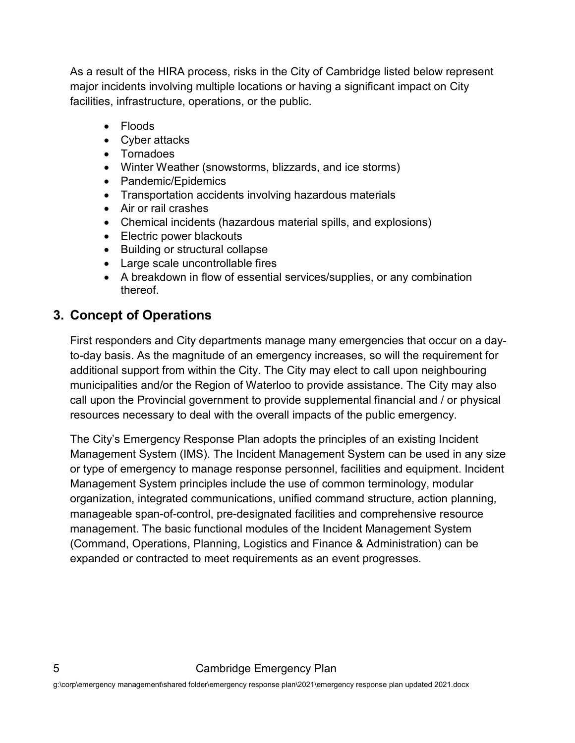As a result of the HIRA process, risks in the City of Cambridge listed below represent major incidents involving multiple locations or having a significant impact on City facilities, infrastructure, operations, or the public.

- Floods
- Cyber attacks
- Tornadoes
- Winter Weather (snowstorms, blizzards, and ice storms)
- Pandemic/Epidemics
- Transportation accidents involving hazardous materials
- Air or rail crashes
- Chemical incidents (hazardous material spills, and explosions)
- Electric power blackouts
- Building or structural collapse
- Large scale uncontrollable fires
- A breakdown in flow of essential services/supplies, or any combination thereof.

## 3. Concept of Operations

First responders and City departments manage many emergencies that occur on a day-to-day basis. As the magnitude of an emergency increases, so will the requirement for additional support from within the City. The City may elect to call upon neighbouring municipalities and/or the Region of Waterloo to provide assistance. The City may also call upon the Provincial government to provide supplemental financial and / or physical resources necessary to deal with the overall impacts of the public emergency.

The City's Emergency Response Plan adopts the principles of an existing Incident Management System (IMS). The Incident Management System can be used in any size or type of emergency to manage response personnel, facilities and equipment. Incident Management System principles include the use of common terminology, modular organization, integrated communications, unified command structure, action planning, manageable span-of-control, pre-designated facilities and comprehensive resource management. The basic functional modules of the Incident Management System (Command, Operations, Planning, Logistics and Finance & Administration) can be expanded or contracted to meet requirements as an event progresses.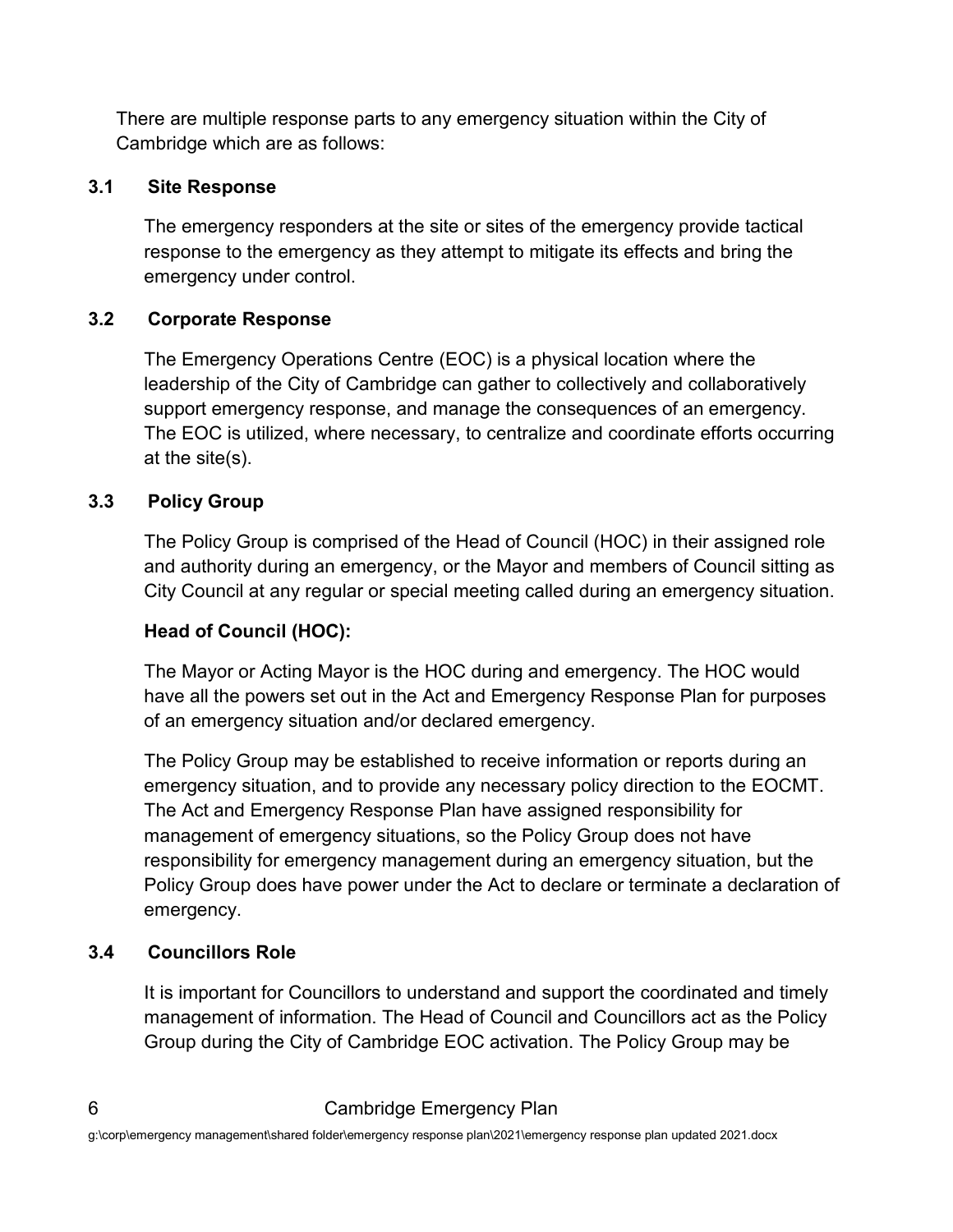There are multiple response parts to any emergency situation within the City of Cambridge which are as follows:

### 3.1 Site Response

The emergency responders at the site or sites of the emergency provide tactical response to the emergency as they attempt to mitigate its effects and bring the emergency under control.

### 3.2 Corporate Response

The Emergency Operations Centre (EOC) is a physical location where the leadership of the City of Cambridge can gather to collectively and collaboratively support emergency response, and manage the consequences of an emergency. The EOC is utilized, where necessary, to centralize and coordinate efforts occurring at the site(s).

### 3.3 Policy Group

The Policy Group is comprised of the Head of Council (HOC) in their assigned role and authority during an emergency, or the Mayor and members of Council sitting as City Council at any regular or special meeting called during an emergency situation.

**Head of Council (HOC):**

The Mayor or Acting Mayor is the HOC during and emergency. The HOC would have all the powers set out in the Act and Emergency Response Plan for purposes of an emergency situation and/or declared emergency.

The Policy Group may be established to receive information or reports during an emergency situation, and to provide any necessary policy direction to the EOCMT. The Act and Emergency Response Plan have assigned responsibility for management of emergency situations, so the Policy Group does not have responsibility for emergency management during an emergency situation, but the Policy Group does have power under the Act to declare or terminate a declaration of emergency.

### 3.4 Councillors Role

It is important for Councillors to understand and support the coordinated and timely management of information. The Head of Council and Councillors act as the Policy Group during the City of Cambridge EOC activation. The Policy Group may be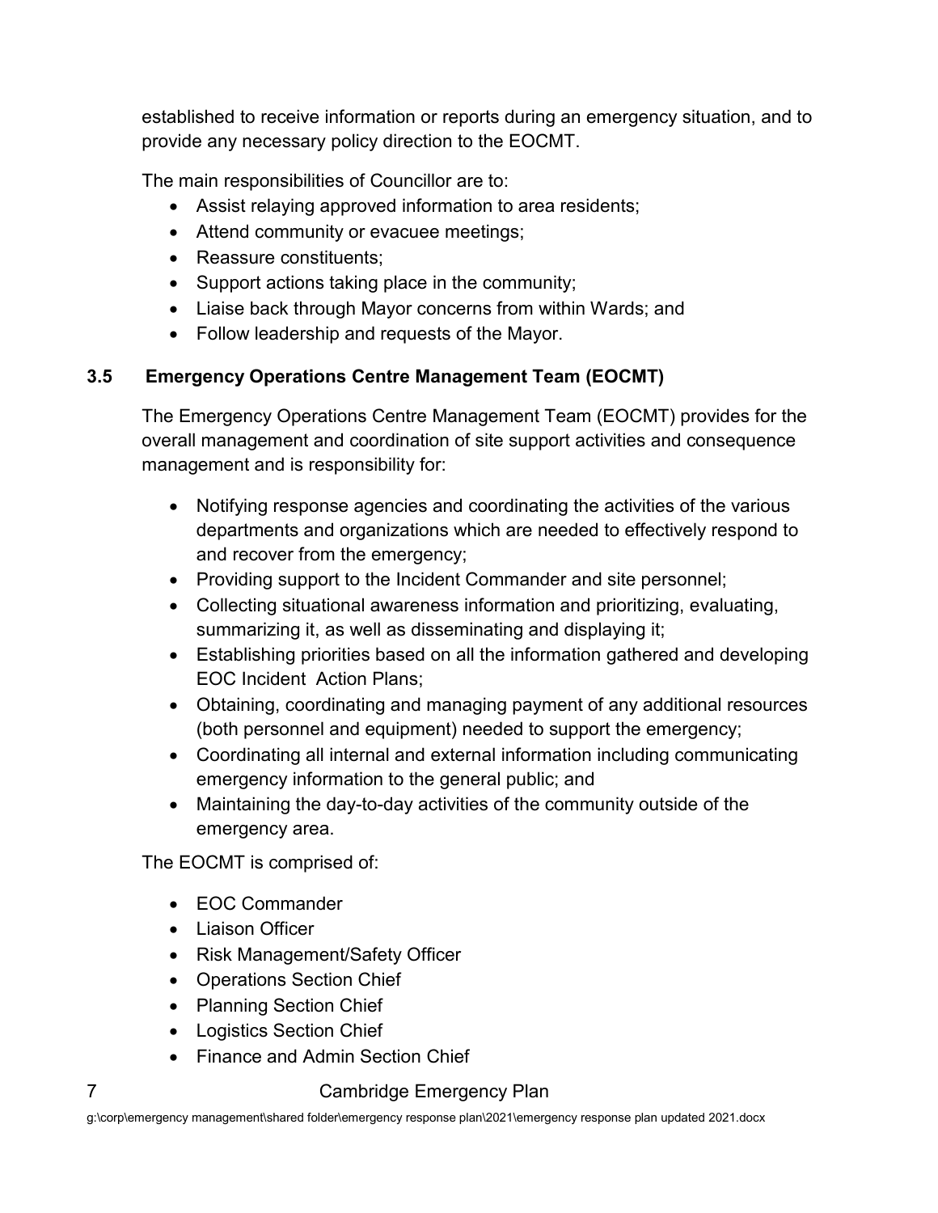established to receive information or reports during an emergency situation, and to provide any necessary policy direction to the EOCMT.

The main responsibilities of Councillor are to:

- Assist relaying approved information to area residents;
- Attend community or evacuee meetings;
- Reassure constituents;
- Support actions taking place in the community;
- Liaise back through Mayor concerns from within Wards; and
- Follow leadership and requests of the Mayor.

### 3.5 Emergency Operations Centre Management Team (EOCMT)

The Emergency Operations Centre Management Team (EOCMT) provides for the overall management and coordination of site support activities and consequence management and is responsibility for:

- Notifying response agencies and coordinating the activities of the various departments and organizations which are needed to effectively respond to and recover from the emergency;
- Providing support to the Incident Commander and site personnel;
- Collecting situational awareness information and prioritizing, evaluating, summarizing it, as well as disseminating and displaying it;
- Establishing priorities based on all the information gathered and developing EOC Incident Action Plans;
- Obtaining, coordinating and managing payment of any additional resources (both personnel and equipment) needed to support the emergency;
- Coordinating all internal and external information including communicating emergency information to the general public; and
- Maintaining the day-to-day activities of the community outside of the emergency area.

The EOCMT is comprised of:

- EOC Commander
- Liaison Officer
- Risk Management/Safety Officer
- Operations Section Chief
- Planning Section Chief
- Logistics Section Chief
- Finance and Admin Section Chief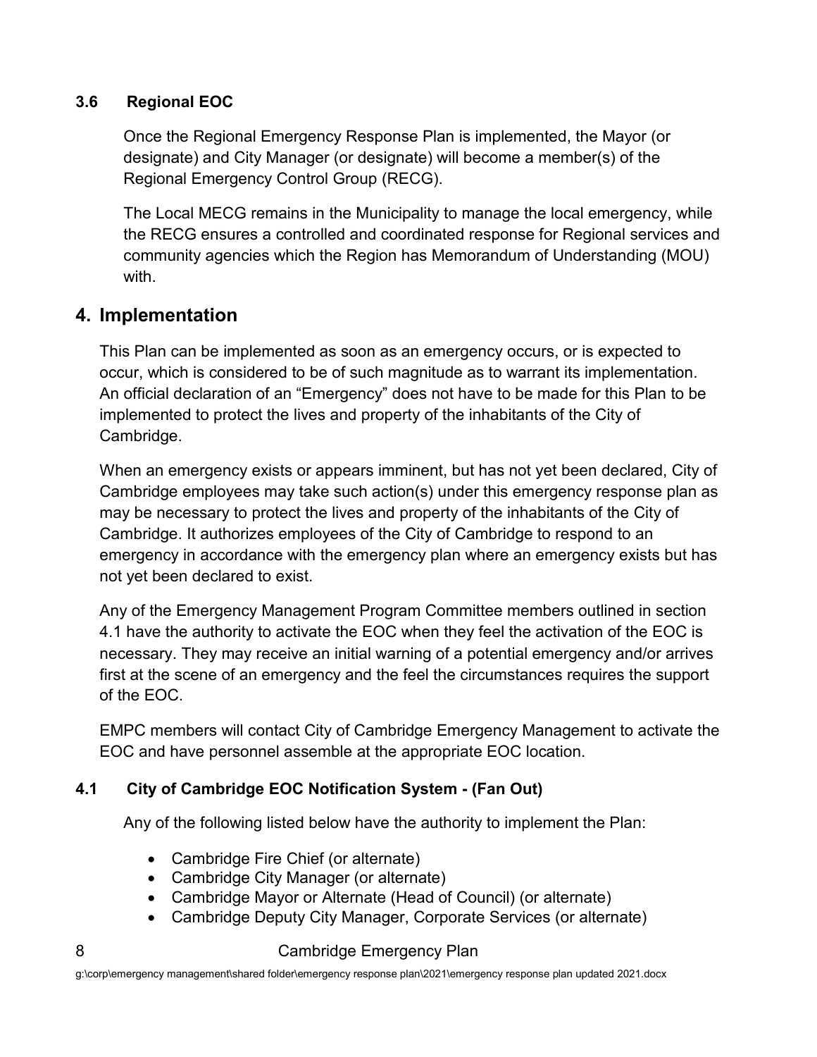### 3.6 Regional EOC

Once the Regional Emergency Response Plan is implemented, the Mayor (or designate) and City Manager (or designate) will become a member(s) of the Regional Emergency Control Group (RECG).

The Local MECG remains in the Municipality to manage the local emergency, while the RECG ensures a controlled and coordinated response for Regional services and community agencies which the Region has Memorandum of Understanding (MOU) with.

## 4. Implementation

This Plan can be implemented as soon as an emergency occurs, or is expected to occur, which is considered to be of such magnitude as to warrant its implementation. An official declaration of an "Emergency" does not have to be made for this Plan to be implemented to protect the lives and property of the inhabitants of the City of Cambridge.

When an emergency exists or appears imminent, but has not yet been declared, City of Cambridge employees may take such action(s) under this emergency response plan as may be necessary to protect the lives and property of the inhabitants of the City of Cambridge. It authorizes employees of the City of Cambridge to respond to an emergency in accordance with the emergency plan where an emergency exists but has not yet been declared to exist.

Any of the Emergency Management Program Committee members outlined in section 4.1 have the authority to activate the EOC when they feel the activation of the EOC is necessary. They may receive an initial warning of a potential emergency and/or arrives first at the scene of an emergency and the feel the circumstances requires the support of the EOC.

EMPC members will contact City of Cambridge Emergency Management to activate the EOC and have personnel assemble at the appropriate EOC location.

### 4.1 City of Cambridge EOC Notification System - (Fan Out)

Any of the following listed below have the authority to implement the Plan:

- Cambridge Fire Chief (or alternate)
- Cambridge City Manager (or alternate)
- Cambridge Mayor or Alternate (Head of Council) (or alternate)
- Cambridge Deputy City Manager, Corporate Services (or alternate)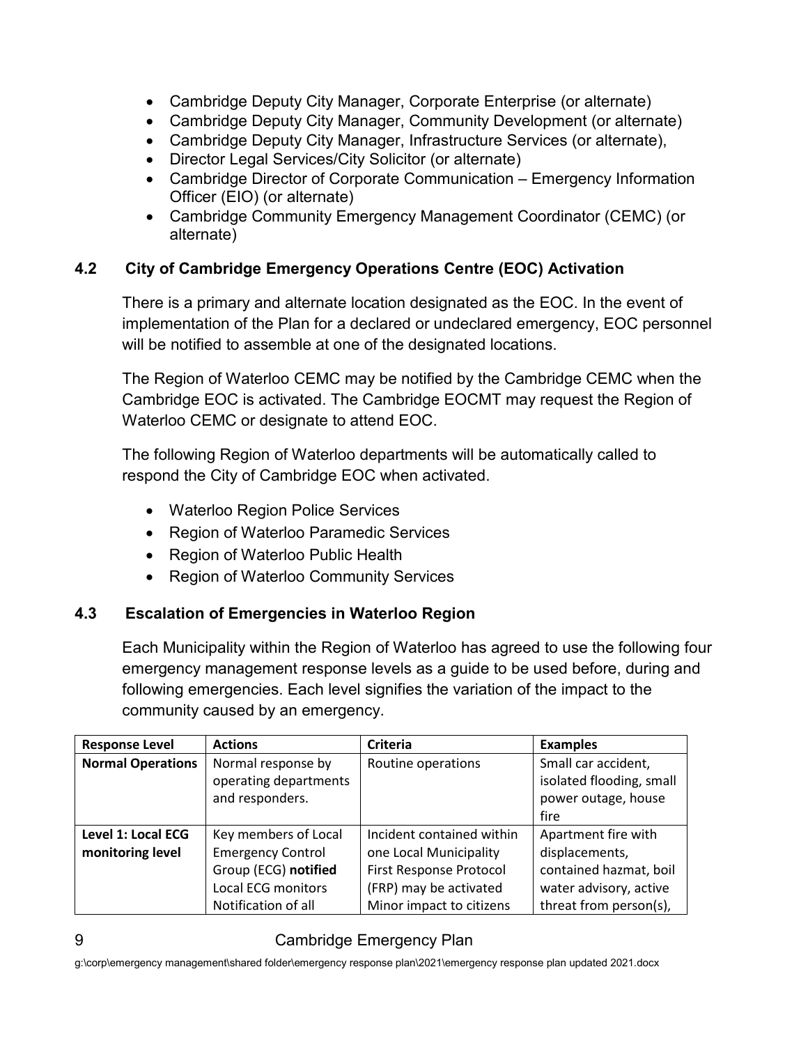- Cambridge Deputy City Manager, Corporate Enterprise (or alternate)
- Cambridge Deputy City Manager, Community Development (or alternate)
- Cambridge Deputy City Manager, Infrastructure Services (or alternate),
- Director Legal Services/City Solicitor (or alternate)
- Cambridge Director of Corporate Communication – Emergency Information Officer (EIO) (or alternate)
- Cambridge Community Emergency Management Coordinator (CEMC) (or alternate)

### 4.2 City of Cambridge Emergency Operations Centre (EOC) Activation

There is a primary and alternate location designated as the EOC. In the event of implementation of the Plan for a declared or undeclared emergency, EOC personnel will be notified to assemble at one of the designated locations.

The Region of Waterloo CEMC may be notified by the Cambridge CEMC when the Cambridge EOC is activated. The Cambridge EOCMT may request the Region of Waterloo CEMC or designate to attend EOC.

The following Region of Waterloo departments will be automatically called to respond the City of Cambridge EOC when activated.

- Waterloo Region Police Services
- Region of Waterloo Paramedic Services
- Region of Waterloo Public Health
- Region of Waterloo Community Services

### 4.3 Escalation of Emergencies in Waterloo Region

Each Municipality within the Region of Waterloo has agreed to use the following four emergency management response levels as a guide to be used before, during and following emergencies. Each level signifies the variation of the impact to the community caused by an emergency.

| Response Level | Actions | Criteria | Examples |
|---|---|---|---|
| **Normal Operations** | Normal response by operating departments and responders. | Routine operations | Small car accident, isolated flooding, small power outage, house fire |
| **Level 1: Local ECG monitoring level** | Key members of Local Emergency Control Group (ECG) **notified**<br>Local ECG monitors<br>Notification of all | Incident contained within one Local Municipality<br>First Response Protocol (FRP) may be activated<br>Minor impact to citizens | Apartment fire with displacements, contained hazmat, boil water advisory, active threat from person(s), |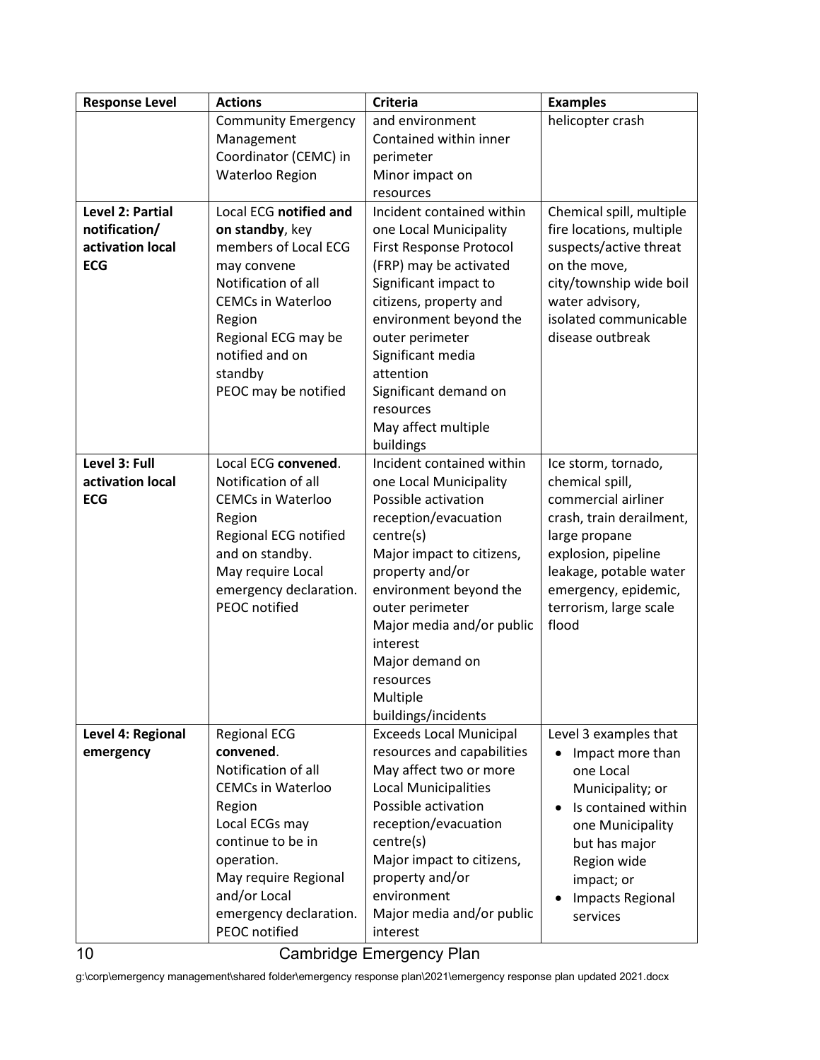| Response Level | Actions | Criteria | Examples |
|---|---|---|---|
| | Community Emergency Management Coordinator (CEMC) in Waterloo Region | and environment<br>Contained within inner perimeter<br>Minor impact on resources | helicopter crash |
| **Level 2: Partial notification/ activation local ECG** | Local ECG **notified and on standby**, key members of Local ECG may convene<br>Notification of all CEMCs in Waterloo Region<br>Regional ECG may be notified and on standby<br>PEOC may be notified | Incident contained within one Local Municipality<br>First Response Protocol (FRP) may be activated<br>Significant impact to citizens, property and environment beyond the outer perimeter<br>Significant media attention<br>Significant demand on resources<br>May affect multiple buildings | Chemical spill, multiple fire locations, multiple suspects/active threat on the move, city/township wide boil water advisory, isolated communicable disease outbreak |
| **Level 3: Full activation local ECG** | Local ECG **convened**.<br>Notification of all CEMCs in Waterloo Region<br>Regional ECG notified and on standby.<br>May require Local emergency declaration.<br>PEOC notified | Incident contained within one Local Municipality<br>Possible activation reception/evacuation centre(s)<br>Major impact to citizens, property and/or environment beyond the outer perimeter<br>Major media and/or public interest<br>Major demand on resources<br>Multiple buildings/incidents | Ice storm, tornado, chemical spill, commercial airliner crash, train derailment, large propane explosion, pipeline leakage, potable water emergency, epidemic, terrorism, large scale flood |
| **Level 4: Regional emergency** | Regional ECG **convened**.<br>Notification of all CEMCs in Waterloo Region<br>Local ECGs may continue to be in operation.<br>May require Regional and/or Local emergency declaration.<br>PEOC notified | Exceeds Local Municipal resources and capabilities<br>May affect two or more Local Municipalities<br>Possible activation reception/evacuation centre(s)<br>Major impact to citizens, property and/or environment<br>Major media and/or public interest | Level 3 examples that<br>• Impact more than one Local Municipality; or<br>• Is contained within one Municipality but has major Region wide impact; or<br>• Impacts Regional services |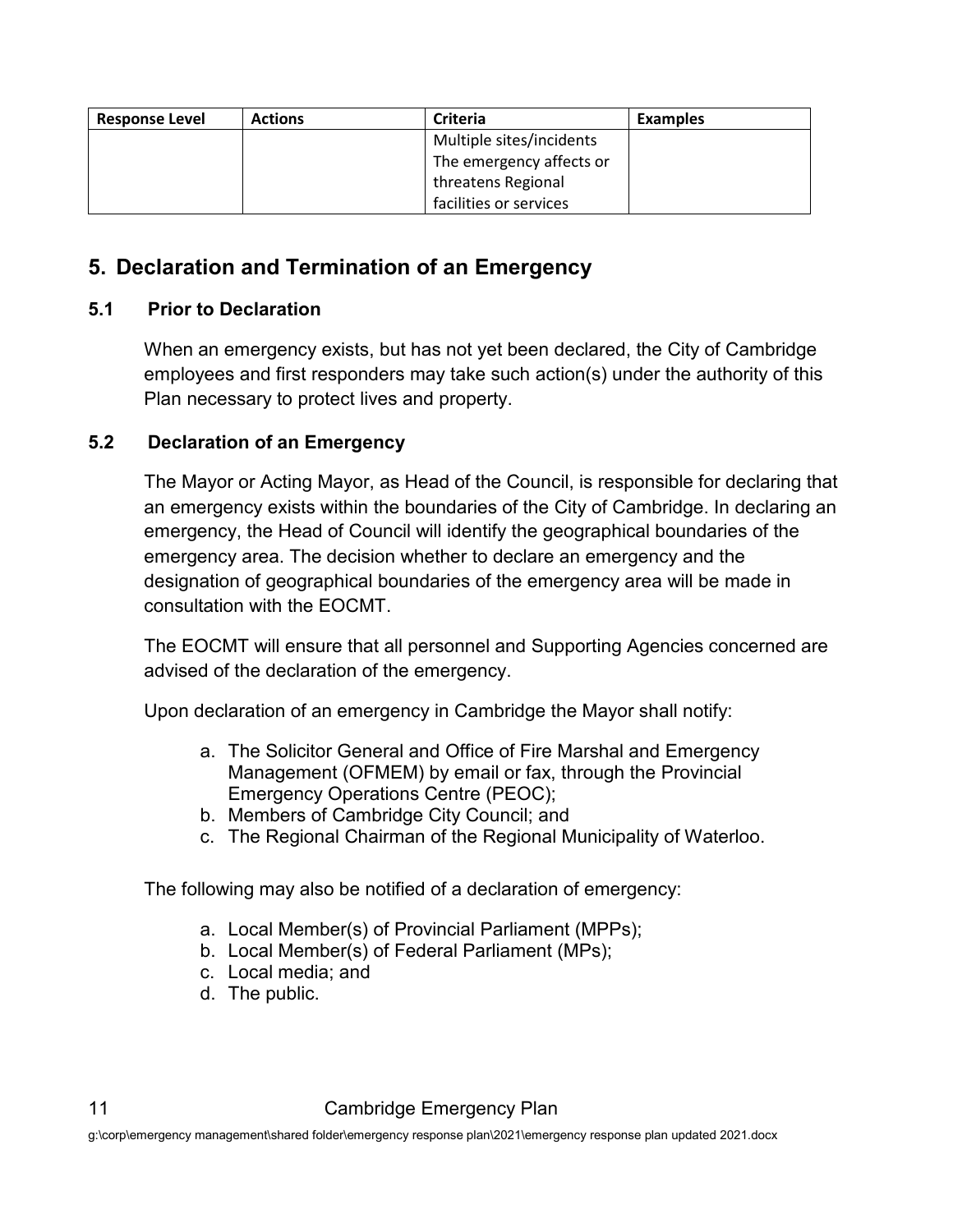| Response Level | Actions | Criteria | Examples |
|---|---|---|---|
| | | Multiple sites/incidents<br>The emergency affects or threatens Regional facilities or services | |

## 5. Declaration and Termination of an Emergency

### 5.1 Prior to Declaration

When an emergency exists, but has not yet been declared, the City of Cambridge employees and first responders may take such action(s) under the authority of this Plan necessary to protect lives and property.

### 5.2 Declaration of an Emergency

The Mayor or Acting Mayor, as Head of the Council, is responsible for declaring that an emergency exists within the boundaries of the City of Cambridge. In declaring an emergency, the Head of Council will identify the geographical boundaries of the emergency area. The decision whether to declare an emergency and the designation of geographical boundaries of the emergency area will be made in consultation with the EOCMT.

The EOCMT will ensure that all personnel and Supporting Agencies concerned are advised of the declaration of the emergency.

Upon declaration of an emergency in Cambridge the Mayor shall notify:

a. The Solicitor General and Office of Fire Marshal and Emergency Management (OFMEM) by email or fax, through the Provincial Emergency Operations Centre (PEOC);
b. Members of Cambridge City Council; and
c. The Regional Chairman of the Regional Municipality of Waterloo.

The following may also be notified of a declaration of emergency:

a. Local Member(s) of Provincial Parliament (MPPs);
b. Local Member(s) of Federal Parliament (MPs);
c. Local media; and
d. The public.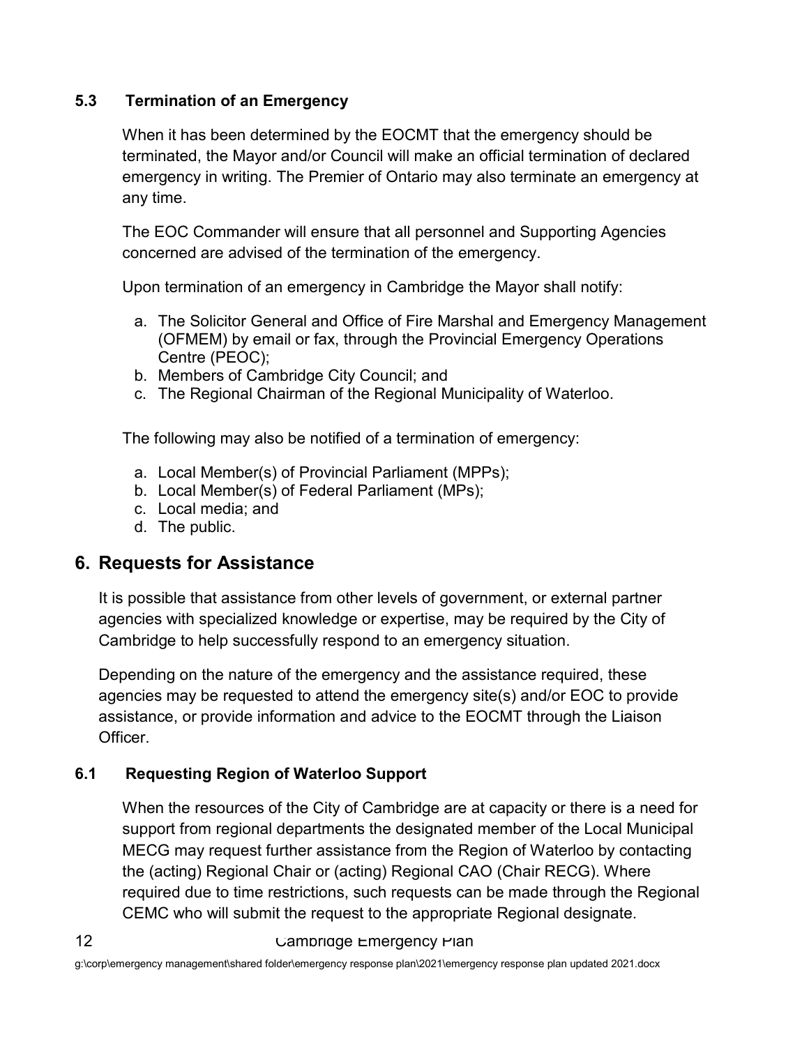### 5.3 Termination of an Emergency

When it has been determined by the EOCMT that the emergency should be terminated, the Mayor and/or Council will make an official termination of declared emergency in writing. The Premier of Ontario may also terminate an emergency at any time.

The EOC Commander will ensure that all personnel and Supporting Agencies concerned are advised of the termination of the emergency.

Upon termination of an emergency in Cambridge the Mayor shall notify:

a. The Solicitor General and Office of Fire Marshal and Emergency Management (OFMEM) by email or fax, through the Provincial Emergency Operations Centre (PEOC);
b. Members of Cambridge City Council; and
c. The Regional Chairman of the Regional Municipality of Waterloo.

The following may also be notified of a termination of emergency:

a. Local Member(s) of Provincial Parliament (MPPs);
b. Local Member(s) of Federal Parliament (MPs);
c. Local media; and
d. The public.

## 6. Requests for Assistance

It is possible that assistance from other levels of government, or external partner agencies with specialized knowledge or expertise, may be required by the City of Cambridge to help successfully respond to an emergency situation.

Depending on the nature of the emergency and the assistance required, these agencies may be requested to attend the emergency site(s) and/or EOC to provide assistance, or provide information and advice to the EOCMT through the Liaison Officer.

### 6.1 Requesting Region of Waterloo Support

When the resources of the City of Cambridge are at capacity or there is a need for support from regional departments the designated member of the Local Municipal MECG may request further assistance from the Region of Waterloo by contacting the (acting) Regional Chair or (acting) Regional CAO (Chair RECG). Where required due to time restrictions, such requests can be made through the Regional CEMC who will submit the request to the appropriate Regional designate.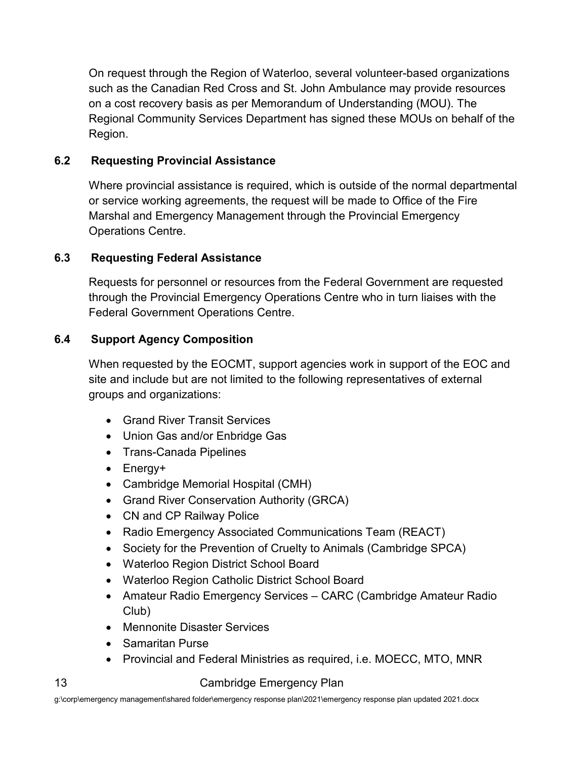On request through the Region of Waterloo, several volunteer-based organizations such as the Canadian Red Cross and St. John Ambulance may provide resources on a cost recovery basis as per Memorandum of Understanding (MOU). The Regional Community Services Department has signed these MOUs on behalf of the Region.

### 6.2 Requesting Provincial Assistance

Where provincial assistance is required, which is outside of the normal departmental or service working agreements, the request will be made to Office of the Fire Marshal and Emergency Management through the Provincial Emergency Operations Centre.

### 6.3 Requesting Federal Assistance

Requests for personnel or resources from the Federal Government are requested through the Provincial Emergency Operations Centre who in turn liaises with the Federal Government Operations Centre.

### 6.4 Support Agency Composition

When requested by the EOCMT, support agencies work in support of the EOC and site and include but are not limited to the following representatives of external groups and organizations:

- Grand River Transit Services
- Union Gas and/or Enbridge Gas
- Trans-Canada Pipelines
- Energy+
- Cambridge Memorial Hospital (CMH)
- Grand River Conservation Authority (GRCA)
- CN and CP Railway Police
- Radio Emergency Associated Communications Team (REACT)
- Society for the Prevention of Cruelty to Animals (Cambridge SPCA)
- Waterloo Region District School Board
- Waterloo Region Catholic District School Board
- Amateur Radio Emergency Services – CARC (Cambridge Amateur Radio Club)
- Mennonite Disaster Services
- Samaritan Purse
- Provincial and Federal Ministries as required, i.e. MOECC, MTO, MNR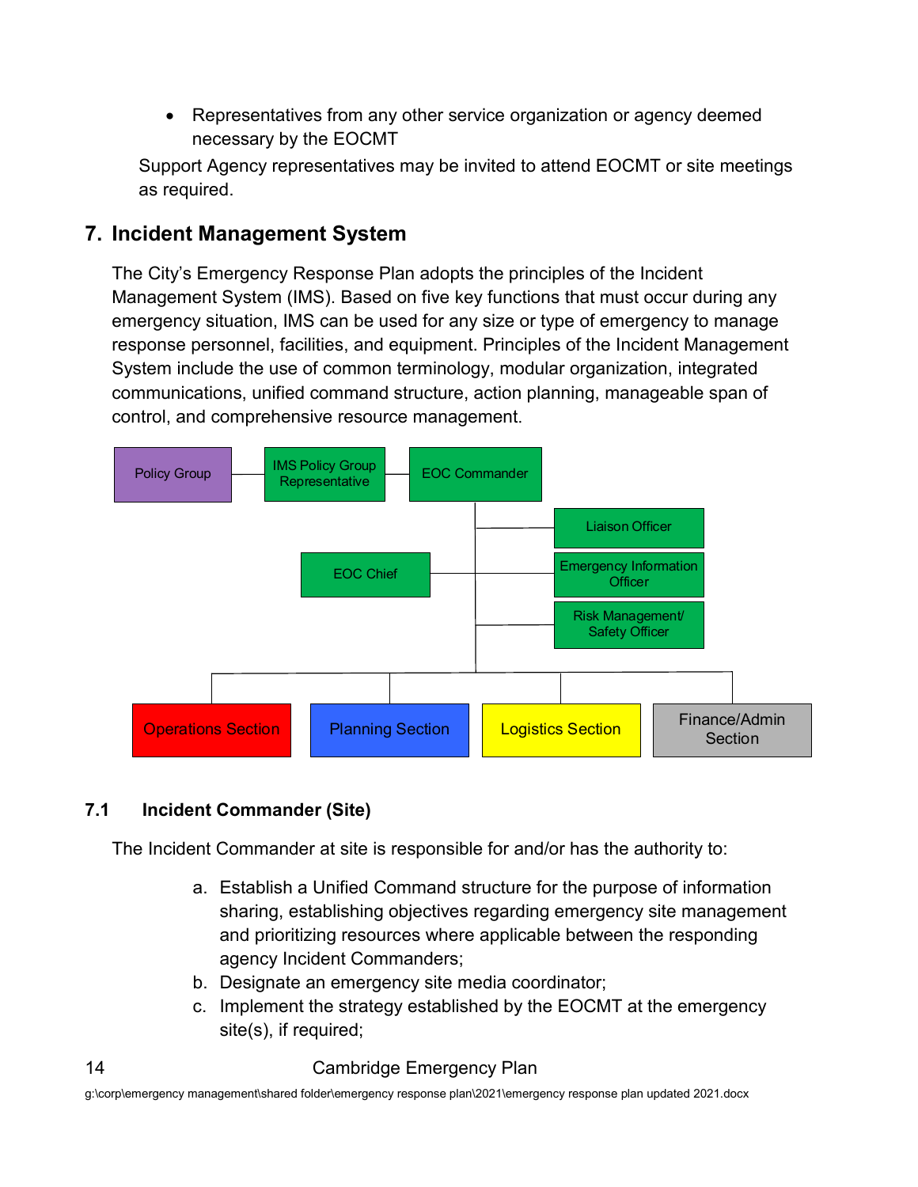- Representatives from any other service organization or agency deemed necessary by the EOCMT

Support Agency representatives may be invited to attend EOCMT or site meetings as required.

## 7. Incident Management System

The City's Emergency Response Plan adopts the principles of the Incident Management System (IMS). Based on five key functions that must occur during any emergency situation, IMS can be used for any size or type of emergency to manage response personnel, facilities, and equipment. Principles of the Incident Management System include the use of common terminology, modular organization, integrated communications, unified command structure, action planning, manageable span of control, and comprehensive resource management.

Policy Group — IMS Policy Group Representative — EOC Commander

EOC Commander:
- EOC Chief
- Liaison Officer
- Emergency Information Officer
- Risk Management/ Safety Officer
- Operations Section
- Planning Section
- Logistics Section
- Finance/Admin Section

### 7.1 Incident Commander (Site)

The Incident Commander at site is responsible for and/or has the authority to:

a. Establish a Unified Command structure for the purpose of information sharing, establishing objectives regarding emergency site management and prioritizing resources where applicable between the responding agency Incident Commanders;
b. Designate an emergency site media coordinator;
c. Implement the strategy established by the EOCMT at the emergency site(s), if required;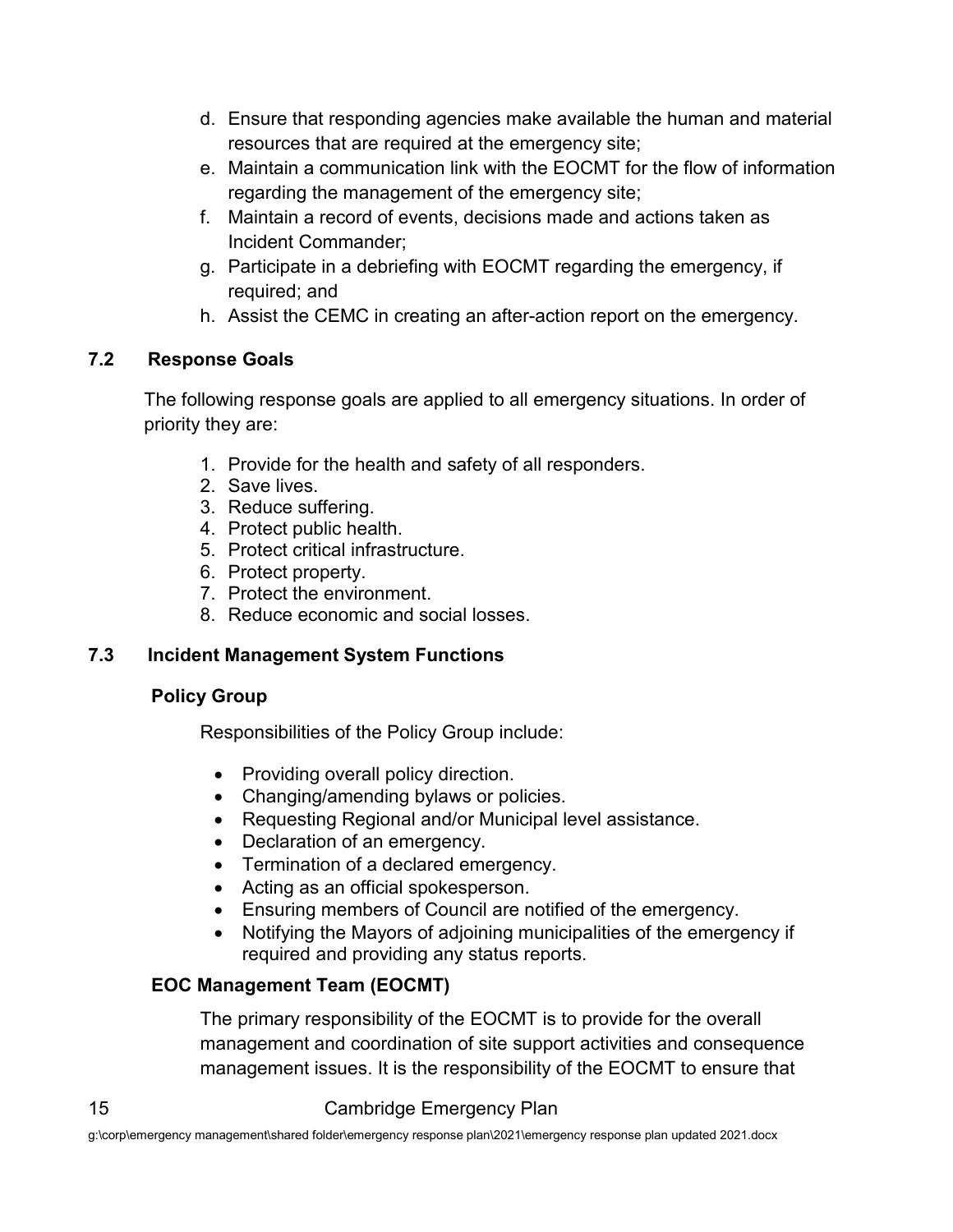d. Ensure that responding agencies make available the human and material resources that are required at the emergency site;
e. Maintain a communication link with the EOCMT for the flow of information regarding the management of the emergency site;
f. Maintain a record of events, decisions made and actions taken as Incident Commander;
g. Participate in a debriefing with EOCMT regarding the emergency, if required; and
h. Assist the CEMC in creating an after-action report on the emergency.

## 7.2 Response Goals

The following response goals are applied to all emergency situations. In order of priority they are:

1. Provide for the health and safety of all responders.
2. Save lives.
3. Reduce suffering.
4. Protect public health.
5. Protect critical infrastructure.
6. Protect property.
7. Protect the environment.
8. Reduce economic and social losses.

## 7.3 Incident Management System Functions

### Policy Group

Responsibilities of the Policy Group include:

- Providing overall policy direction.
- Changing/amending bylaws or policies.
- Requesting Regional and/or Municipal level assistance.
- Declaration of an emergency.
- Termination of a declared emergency.
- Acting as an official spokesperson.
- Ensuring members of Council are notified of the emergency.
- Notifying the Mayors of adjoining municipalities of the emergency if required and providing any status reports.

### EOC Management Team (EOCMT)

The primary responsibility of the EOCMT is to provide for the overall management and coordination of site support activities and consequence management issues. It is the responsibility of the EOCMT to ensure that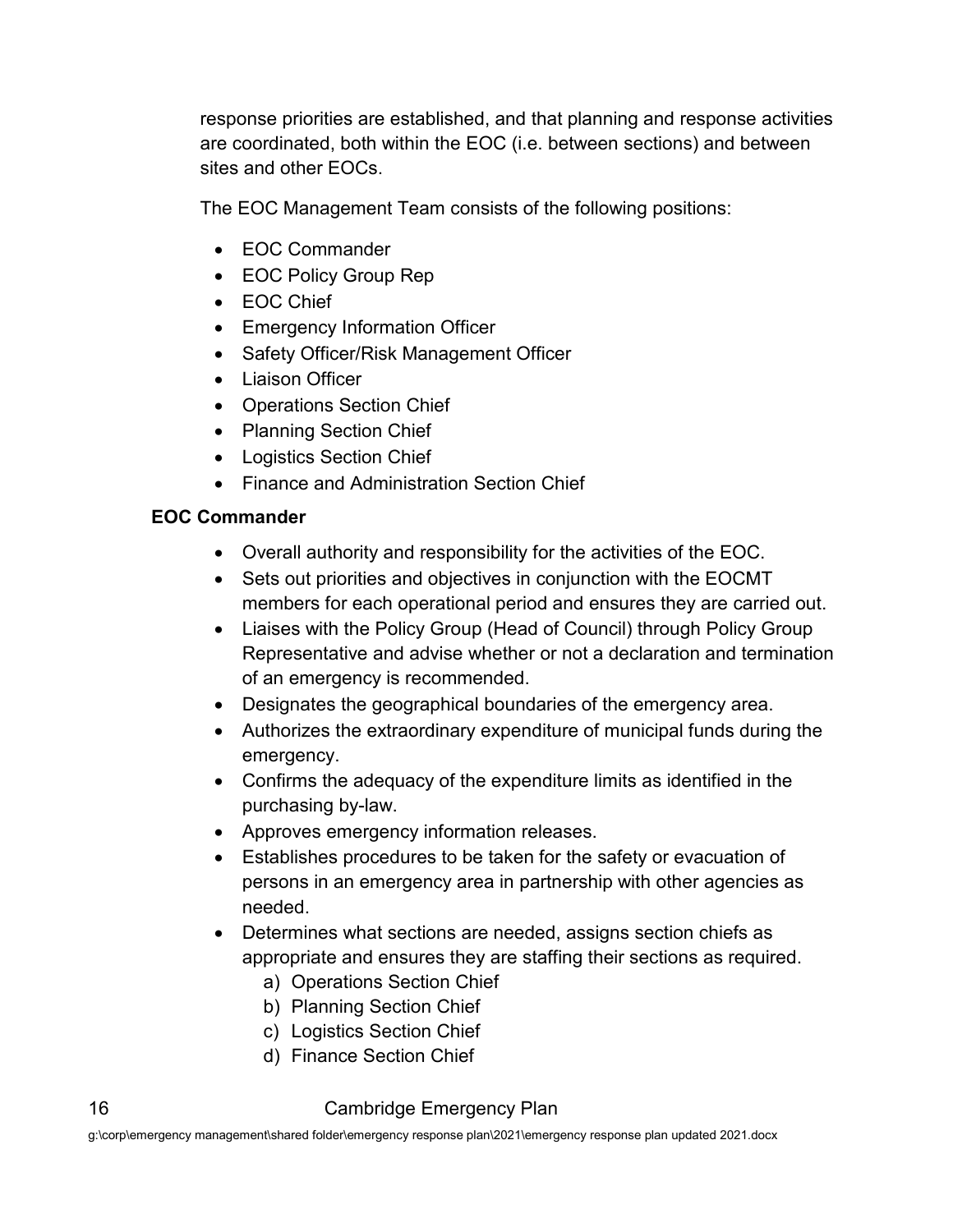response priorities are established, and that planning and response activities are coordinated, both within the EOC (i.e. between sections) and between sites and other EOCs.

The EOC Management Team consists of the following positions:

- EOC Commander
- EOC Policy Group Rep
- EOC Chief
- Emergency Information Officer
- Safety Officer/Risk Management Officer
- Liaison Officer
- Operations Section Chief
- Planning Section Chief
- Logistics Section Chief
- Finance and Administration Section Chief

**EOC Commander**

- Overall authority and responsibility for the activities of the EOC.
- Sets out priorities and objectives in conjunction with the EOCMT members for each operational period and ensures they are carried out.
- Liaises with the Policy Group (Head of Council) through Policy Group Representative and advise whether or not a declaration and termination of an emergency is recommended.
- Designates the geographical boundaries of the emergency area.
- Authorizes the extraordinary expenditure of municipal funds during the emergency.
- Confirms the adequacy of the expenditure limits as identified in the purchasing by-law.
- Approves emergency information releases.
- Establishes procedures to be taken for the safety or evacuation of persons in an emergency area in partnership with other agencies as needed.
- Determines what sections are needed, assigns section chiefs as appropriate and ensures they are staffing their sections as required.
    a) Operations Section Chief
    b) Planning Section Chief
    c) Logistics Section Chief
    d) Finance Section Chief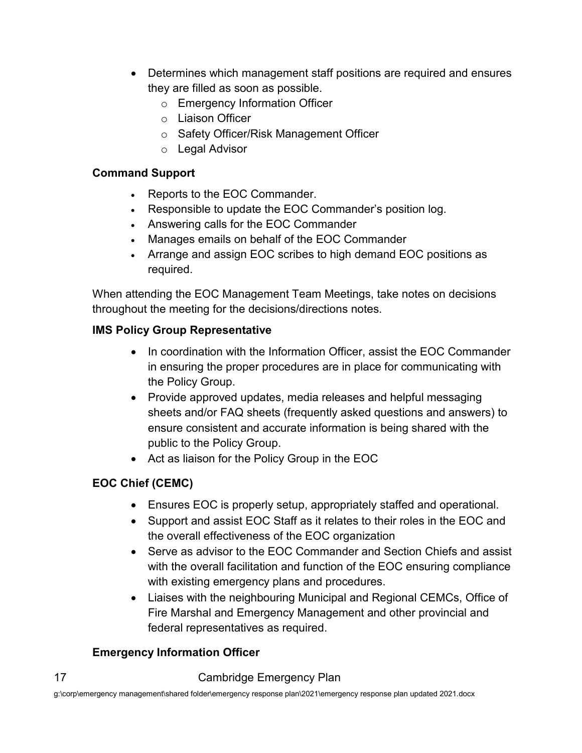- Determines which management staff positions are required and ensures they are filled as soon as possible.
    - Emergency Information Officer
    - Liaison Officer
    - Safety Officer/Risk Management Officer
    - Legal Advisor

### Command Support

- Reports to the EOC Commander.
- Responsible to update the EOC Commander's position log.
- Answering calls for the EOC Commander
- Manages emails on behalf of the EOC Commander
- Arrange and assign EOC scribes to high demand EOC positions as required.

When attending the EOC Management Team Meetings, take notes on decisions throughout the meeting for the decisions/directions notes.

### IMS Policy Group Representative

- In coordination with the Information Officer, assist the EOC Commander in ensuring the proper procedures are in place for communicating with the Policy Group.
- Provide approved updates, media releases and helpful messaging sheets and/or FAQ sheets (frequently asked questions and answers) to ensure consistent and accurate information is being shared with the public to the Policy Group.
- Act as liaison for the Policy Group in the EOC

### EOC Chief (CEMC)

- Ensures EOC is properly setup, appropriately staffed and operational.
- Support and assist EOC Staff as it relates to their roles in the EOC and the overall effectiveness of the EOC organization
- Serve as advisor to the EOC Commander and Section Chiefs and assist with the overall facilitation and function of the EOC ensuring compliance with existing emergency plans and procedures.
- Liaises with the neighbouring Municipal and Regional CEMCs, Office of Fire Marshal and Emergency Management and other provincial and federal representatives as required.

### Emergency Information Officer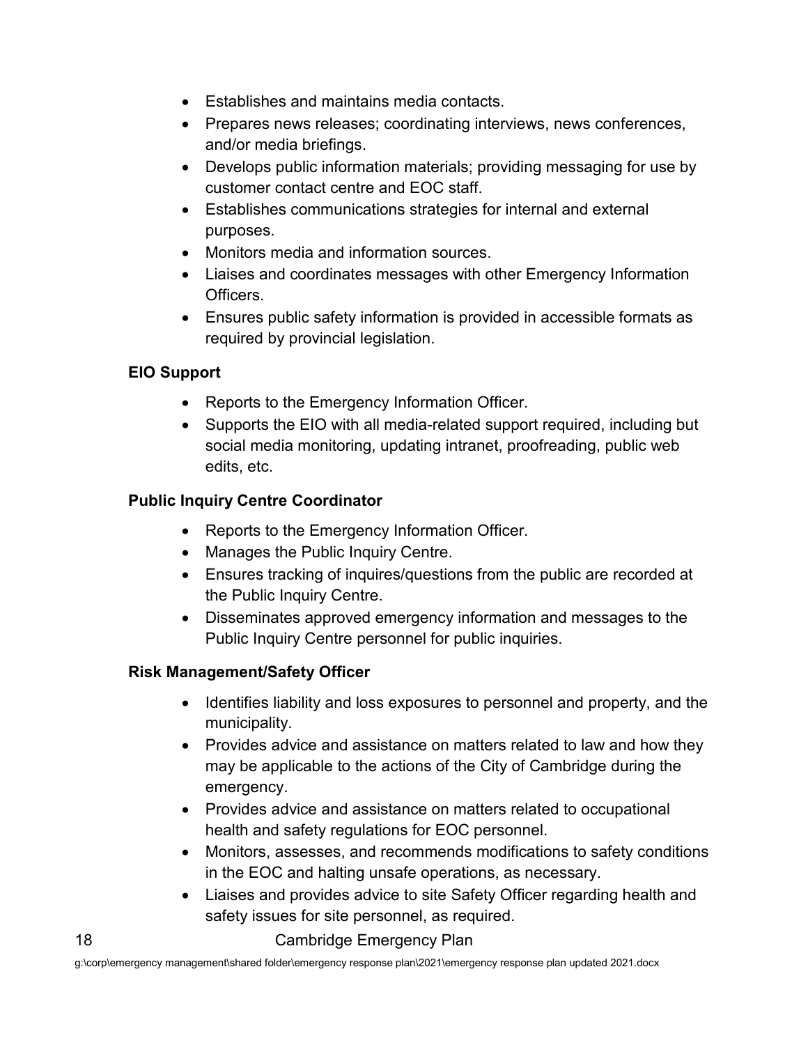- Establishes and maintains media contacts.
- Prepares news releases; coordinating interviews, news conferences, and/or media briefings.
- Develops public information materials; providing messaging for use by customer contact centre and EOC staff.
- Establishes communications strategies for internal and external purposes.
- Monitors media and information sources.
- Liaises and coordinates messages with other Emergency Information Officers.
- Ensures public safety information is provided in accessible formats as required by provincial legislation.

**EIO Support**

- Reports to the Emergency Information Officer.
- Supports the EIO with all media-related support required, including but social media monitoring, updating intranet, proofreading, public web edits, etc.

**Public Inquiry Centre Coordinator**

- Reports to the Emergency Information Officer.
- Manages the Public Inquiry Centre.
- Ensures tracking of inquires/questions from the public are recorded at the Public Inquiry Centre.
- Disseminates approved emergency information and messages to the Public Inquiry Centre personnel for public inquiries.

**Risk Management/Safety Officer**

- Identifies liability and loss exposures to personnel and property, and the municipality.
- Provides advice and assistance on matters related to law and how they may be applicable to the actions of the City of Cambridge during the emergency.
- Provides advice and assistance on matters related to occupational health and safety regulations for EOC personnel.
- Monitors, assesses, and recommends modifications to safety conditions in the EOC and halting unsafe operations, as necessary.
- Liaises and provides advice to site Safety Officer regarding health and safety issues for site personnel, as required.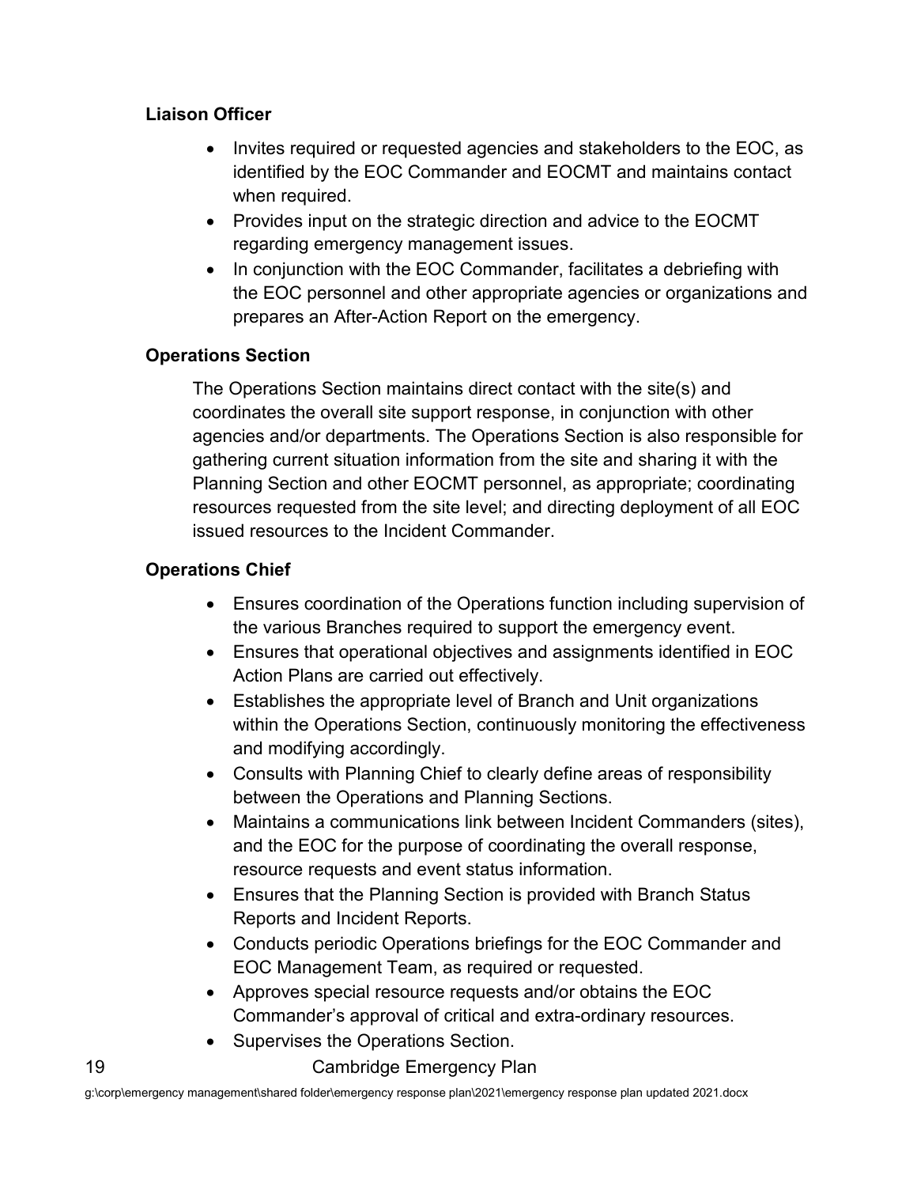**Liaison Officer**

- Invites required or requested agencies and stakeholders to the EOC, as identified by the EOC Commander and EOCMT and maintains contact when required.
- Provides input on the strategic direction and advice to the EOCMT regarding emergency management issues.
- In conjunction with the EOC Commander, facilitates a debriefing with the EOC personnel and other appropriate agencies or organizations and prepares an After-Action Report on the emergency.

**Operations Section**

The Operations Section maintains direct contact with the site(s) and coordinates the overall site support response, in conjunction with other agencies and/or departments. The Operations Section is also responsible for gathering current situation information from the site and sharing it with the Planning Section and other EOCMT personnel, as appropriate; coordinating resources requested from the site level; and directing deployment of all EOC issued resources to the Incident Commander.

**Operations Chief**

- Ensures coordination of the Operations function including supervision of the various Branches required to support the emergency event.
- Ensures that operational objectives and assignments identified in EOC Action Plans are carried out effectively.
- Establishes the appropriate level of Branch and Unit organizations within the Operations Section, continuously monitoring the effectiveness and modifying accordingly.
- Consults with Planning Chief to clearly define areas of responsibility between the Operations and Planning Sections.
- Maintains a communications link between Incident Commanders (sites), and the EOC for the purpose of coordinating the overall response, resource requests and event status information.
- Ensures that the Planning Section is provided with Branch Status Reports and Incident Reports.
- Conducts periodic Operations briefings for the EOC Commander and EOC Management Team, as required or requested.
- Approves special resource requests and/or obtains the EOC Commander's approval of critical and extra-ordinary resources.
- Supervises the Operations Section.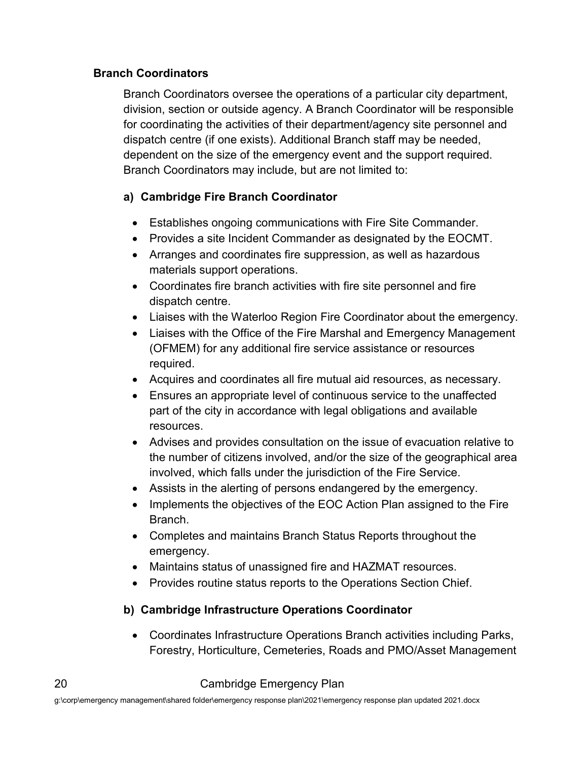### Branch Coordinators

Branch Coordinators oversee the operations of a particular city department, division, section or outside agency. A Branch Coordinator will be responsible for coordinating the activities of their department/agency site personnel and dispatch centre (if one exists). Additional Branch staff may be needed, dependent on the size of the emergency event and the support required. Branch Coordinators may include, but are not limited to:

#### a) Cambridge Fire Branch Coordinator

- Establishes ongoing communications with Fire Site Commander.
- Provides a site Incident Commander as designated by the EOCMT.
- Arranges and coordinates fire suppression, as well as hazardous materials support operations.
- Coordinates fire branch activities with fire site personnel and fire dispatch centre.
- Liaises with the Waterloo Region Fire Coordinator about the emergency.
- Liaises with the Office of the Fire Marshal and Emergency Management (OFMEM) for any additional fire service assistance or resources required.
- Acquires and coordinates all fire mutual aid resources, as necessary.
- Ensures an appropriate level of continuous service to the unaffected part of the city in accordance with legal obligations and available resources.
- Advises and provides consultation on the issue of evacuation relative to the number of citizens involved, and/or the size of the geographical area involved, which falls under the jurisdiction of the Fire Service.
- Assists in the alerting of persons endangered by the emergency.
- Implements the objectives of the EOC Action Plan assigned to the Fire Branch.
- Completes and maintains Branch Status Reports throughout the emergency.
- Maintains status of unassigned fire and HAZMAT resources.
- Provides routine status reports to the Operations Section Chief.

#### b) Cambridge Infrastructure Operations Coordinator

- Coordinates Infrastructure Operations Branch activities including Parks, Forestry, Horticulture, Cemeteries, Roads and PMO/Asset Management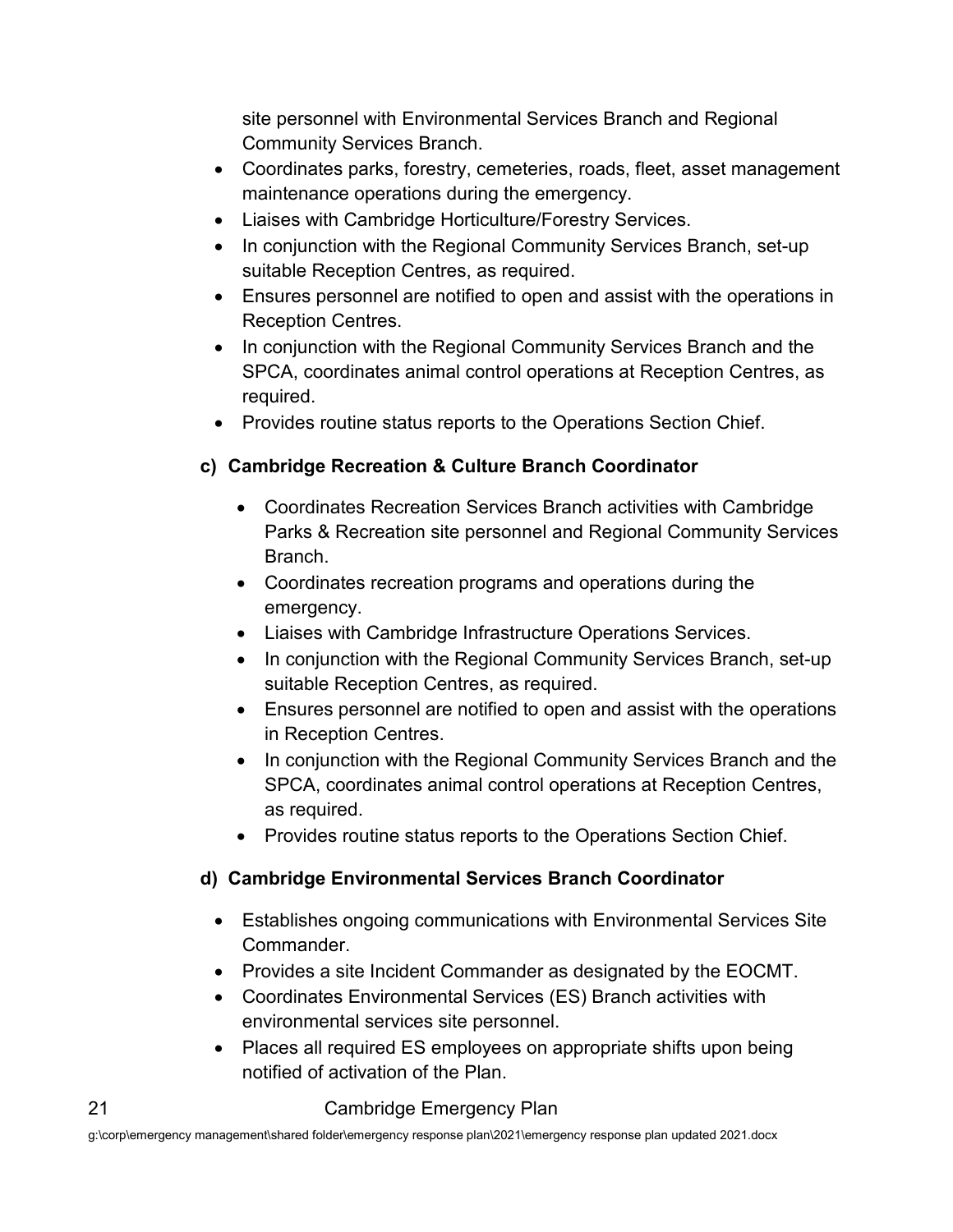site personnel with Environmental Services Branch and Regional Community Services Branch.

- Coordinates parks, forestry, cemeteries, roads, fleet, asset management maintenance operations during the emergency.
- Liaises with Cambridge Horticulture/Forestry Services.
- In conjunction with the Regional Community Services Branch, set-up suitable Reception Centres, as required.
- Ensures personnel are notified to open and assist with the operations in Reception Centres.
- In conjunction with the Regional Community Services Branch and the SPCA, coordinates animal control operations at Reception Centres, as required.
- Provides routine status reports to the Operations Section Chief.

**c) Cambridge Recreation & Culture Branch Coordinator**

- Coordinates Recreation Services Branch activities with Cambridge Parks & Recreation site personnel and Regional Community Services Branch.
- Coordinates recreation programs and operations during the emergency.
- Liaises with Cambridge Infrastructure Operations Services.
- In conjunction with the Regional Community Services Branch, set-up suitable Reception Centres, as required.
- Ensures personnel are notified to open and assist with the operations in Reception Centres.
- In conjunction with the Regional Community Services Branch and the SPCA, coordinates animal control operations at Reception Centres, as required.
- Provides routine status reports to the Operations Section Chief.

**d) Cambridge Environmental Services Branch Coordinator**

- Establishes ongoing communications with Environmental Services Site Commander.
- Provides a site Incident Commander as designated by the EOCMT.
- Coordinates Environmental Services (ES) Branch activities with environmental services site personnel.
- Places all required ES employees on appropriate shifts upon being notified of activation of the Plan.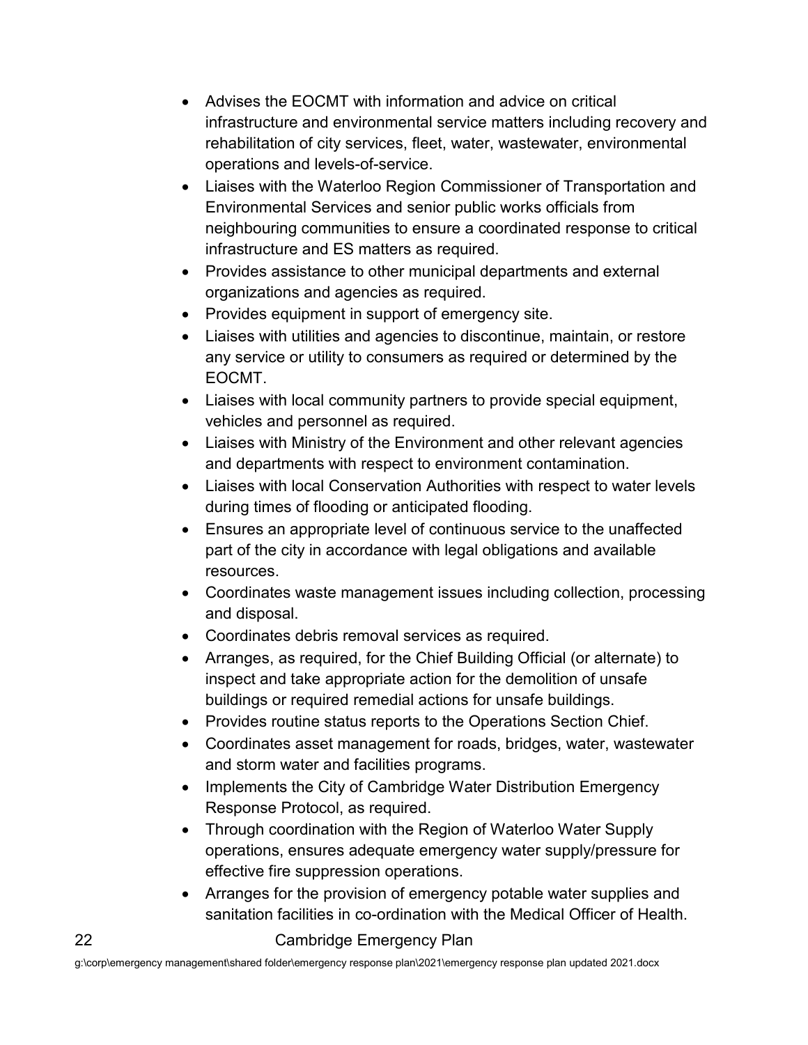- Advises the EOCMT with information and advice on critical infrastructure and environmental service matters including recovery and rehabilitation of city services, fleet, water, wastewater, environmental operations and levels-of-service.
- Liaises with the Waterloo Region Commissioner of Transportation and Environmental Services and senior public works officials from neighbouring communities to ensure a coordinated response to critical infrastructure and ES matters as required.
- Provides assistance to other municipal departments and external organizations and agencies as required.
- Provides equipment in support of emergency site.
- Liaises with utilities and agencies to discontinue, maintain, or restore any service or utility to consumers as required or determined by the EOCMT.
- Liaises with local community partners to provide special equipment, vehicles and personnel as required.
- Liaises with Ministry of the Environment and other relevant agencies and departments with respect to environment contamination.
- Liaises with local Conservation Authorities with respect to water levels during times of flooding or anticipated flooding.
- Ensures an appropriate level of continuous service to the unaffected part of the city in accordance with legal obligations and available resources.
- Coordinates waste management issues including collection, processing and disposal.
- Coordinates debris removal services as required.
- Arranges, as required, for the Chief Building Official (or alternate) to inspect and take appropriate action for the demolition of unsafe buildings or required remedial actions for unsafe buildings.
- Provides routine status reports to the Operations Section Chief.
- Coordinates asset management for roads, bridges, water, wastewater and storm water and facilities programs.
- Implements the City of Cambridge Water Distribution Emergency Response Protocol, as required.
- Through coordination with the Region of Waterloo Water Supply operations, ensures adequate emergency water supply/pressure for effective fire suppression operations.
- Arranges for the provision of emergency potable water supplies and sanitation facilities in co-ordination with the Medical Officer of Health.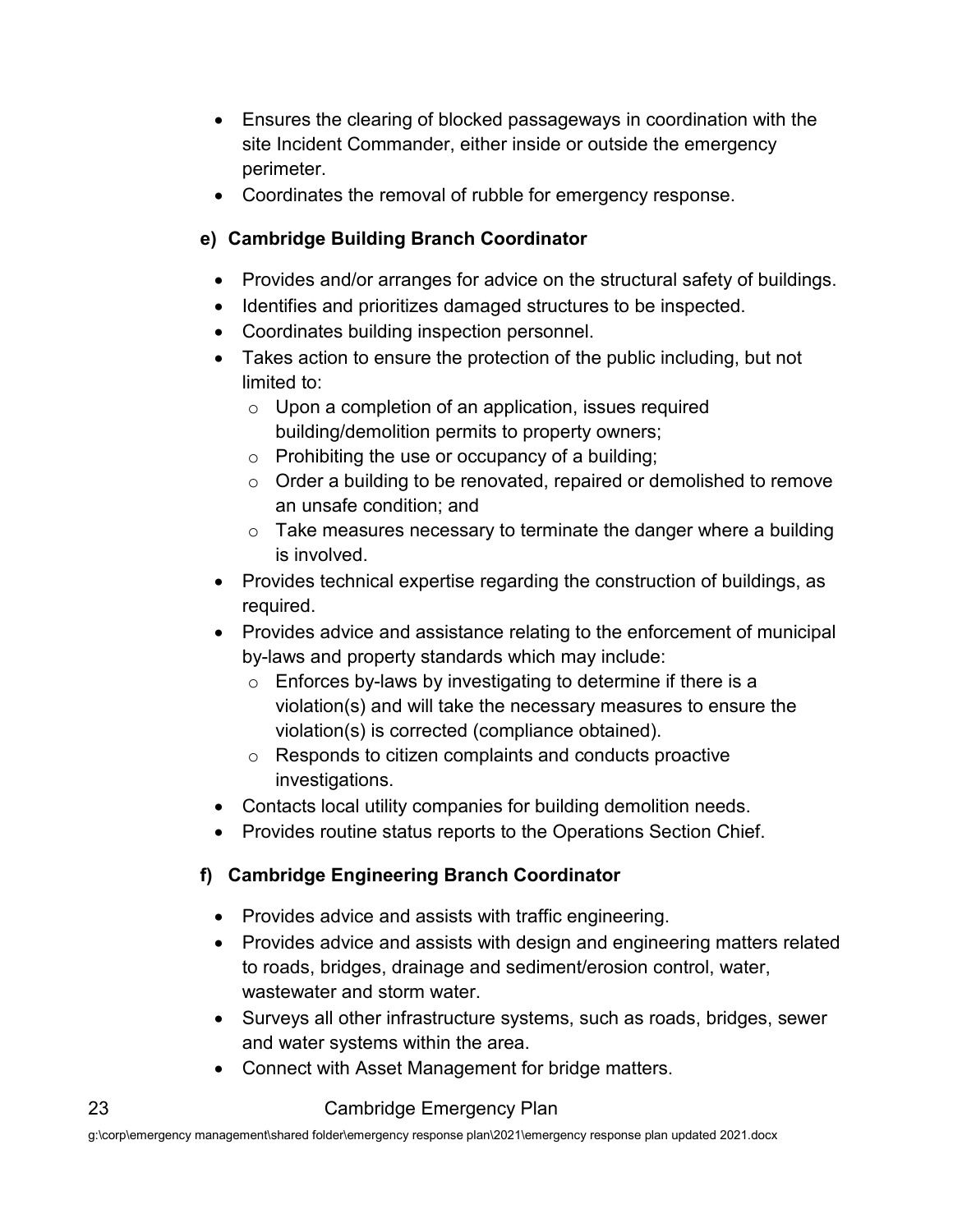- Ensures the clearing of blocked passageways in coordination with the site Incident Commander, either inside or outside the emergency perimeter.
- Coordinates the removal of rubble for emergency response.

**e) Cambridge Building Branch Coordinator**

- Provides and/or arranges for advice on the structural safety of buildings.
- Identifies and prioritizes damaged structures to be inspected.
- Coordinates building inspection personnel.
- Takes action to ensure the protection of the public including, but not limited to:
  - Upon a completion of an application, issues required building/demolition permits to property owners;
  - Prohibiting the use or occupancy of a building;
  - Order a building to be renovated, repaired or demolished to remove an unsafe condition; and
  - Take measures necessary to terminate the danger where a building is involved.
- Provides technical expertise regarding the construction of buildings, as required.
- Provides advice and assistance relating to the enforcement of municipal by-laws and property standards which may include:
  - Enforces by-laws by investigating to determine if there is a violation(s) and will take the necessary measures to ensure the violation(s) is corrected (compliance obtained).
  - Responds to citizen complaints and conducts proactive investigations.
- Contacts local utility companies for building demolition needs.
- Provides routine status reports to the Operations Section Chief.

**f) Cambridge Engineering Branch Coordinator**

- Provides advice and assists with traffic engineering.
- Provides advice and assists with design and engineering matters related to roads, bridges, drainage and sediment/erosion control, water, wastewater and storm water.
- Surveys all other infrastructure systems, such as roads, bridges, sewer and water systems within the area.
- Connect with Asset Management for bridge matters.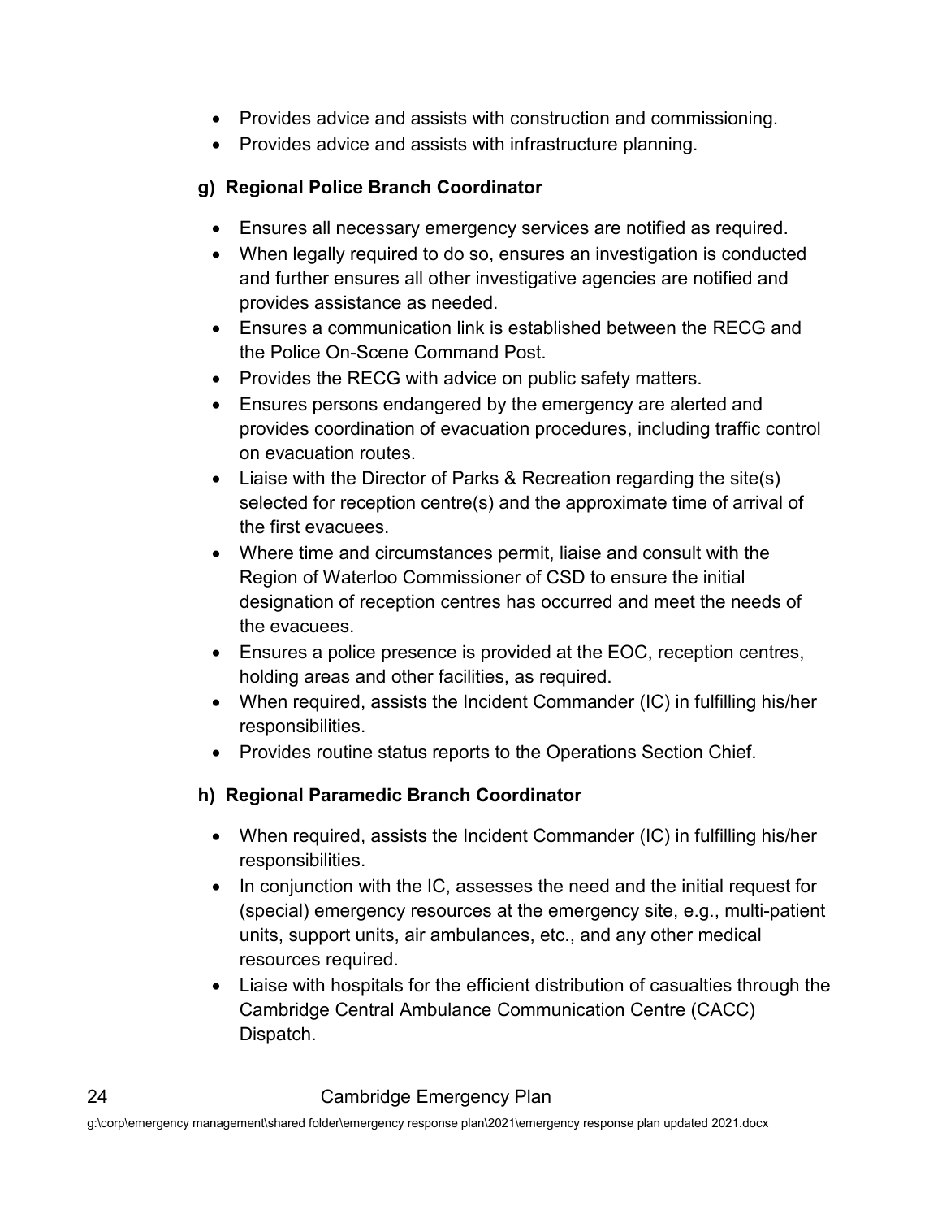- Provides advice and assists with construction and commissioning.
- Provides advice and assists with infrastructure planning.

#### g) Regional Police Branch Coordinator

- Ensures all necessary emergency services are notified as required.
- When legally required to do so, ensures an investigation is conducted and further ensures all other investigative agencies are notified and provides assistance as needed.
- Ensures a communication link is established between the RECG and the Police On-Scene Command Post.
- Provides the RECG with advice on public safety matters.
- Ensures persons endangered by the emergency are alerted and provides coordination of evacuation procedures, including traffic control on evacuation routes.
- Liaise with the Director of Parks & Recreation regarding the site(s) selected for reception centre(s) and the approximate time of arrival of the first evacuees.
- Where time and circumstances permit, liaise and consult with the Region of Waterloo Commissioner of CSD to ensure the initial designation of reception centres has occurred and meet the needs of the evacuees.
- Ensures a police presence is provided at the EOC, reception centres, holding areas and other facilities, as required.
- When required, assists the Incident Commander (IC) in fulfilling his/her responsibilities.
- Provides routine status reports to the Operations Section Chief.

#### h) Regional Paramedic Branch Coordinator

- When required, assists the Incident Commander (IC) in fulfilling his/her responsibilities.
- In conjunction with the IC, assesses the need and the initial request for (special) emergency resources at the emergency site, e.g., multi-patient units, support units, air ambulances, etc., and any other medical resources required.
- Liaise with hospitals for the efficient distribution of casualties through the Cambridge Central Ambulance Communication Centre (CACC) Dispatch.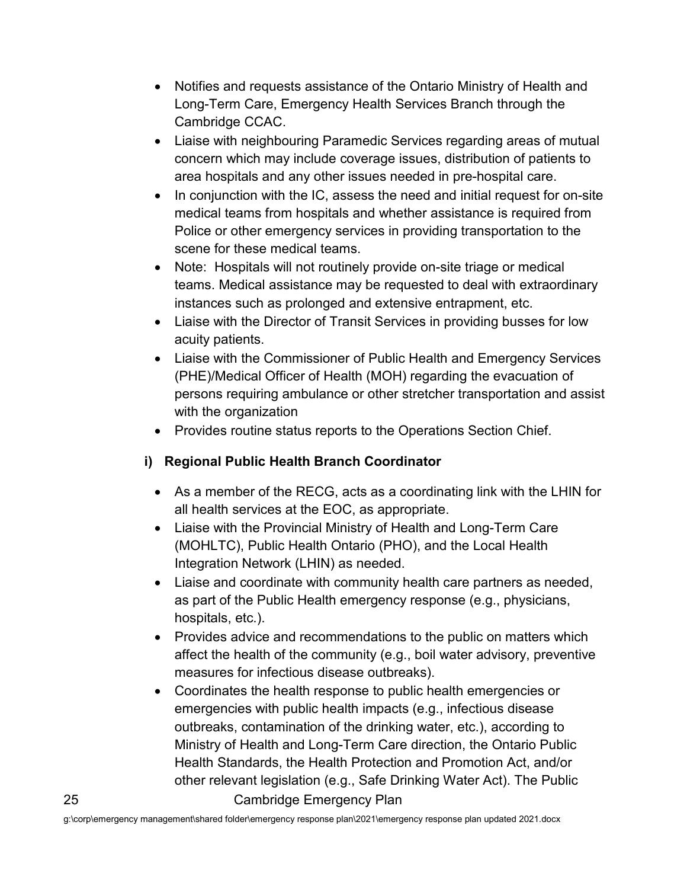- Notifies and requests assistance of the Ontario Ministry of Health and Long-Term Care, Emergency Health Services Branch through the Cambridge CCAC.
- Liaise with neighbouring Paramedic Services regarding areas of mutual concern which may include coverage issues, distribution of patients to area hospitals and any other issues needed in pre-hospital care.
- In conjunction with the IC, assess the need and initial request for on-site medical teams from hospitals and whether assistance is required from Police or other emergency services in providing transportation to the scene for these medical teams.
- Note: Hospitals will not routinely provide on-site triage or medical teams. Medical assistance may be requested to deal with extraordinary instances such as prolonged and extensive entrapment, etc.
- Liaise with the Director of Transit Services in providing busses for low acuity patients.
- Liaise with the Commissioner of Public Health and Emergency Services (PHE)/Medical Officer of Health (MOH) regarding the evacuation of persons requiring ambulance or other stretcher transportation and assist with the organization
- Provides routine status reports to the Operations Section Chief.

### i) Regional Public Health Branch Coordinator

- As a member of the RECG, acts as a coordinating link with the LHIN for all health services at the EOC, as appropriate.
- Liaise with the Provincial Ministry of Health and Long-Term Care (MOHLTC), Public Health Ontario (PHO), and the Local Health Integration Network (LHIN) as needed.
- Liaise and coordinate with community health care partners as needed, as part of the Public Health emergency response (e.g., physicians, hospitals, etc.).
- Provides advice and recommendations to the public on matters which affect the health of the community (e.g., boil water advisory, preventive measures for infectious disease outbreaks).
- Coordinates the health response to public health emergencies or emergencies with public health impacts (e.g., infectious disease outbreaks, contamination of the drinking water, etc.), according to Ministry of Health and Long-Term Care direction, the Ontario Public Health Standards, the Health Protection and Promotion Act, and/or other relevant legislation (e.g., Safe Drinking Water Act). The Public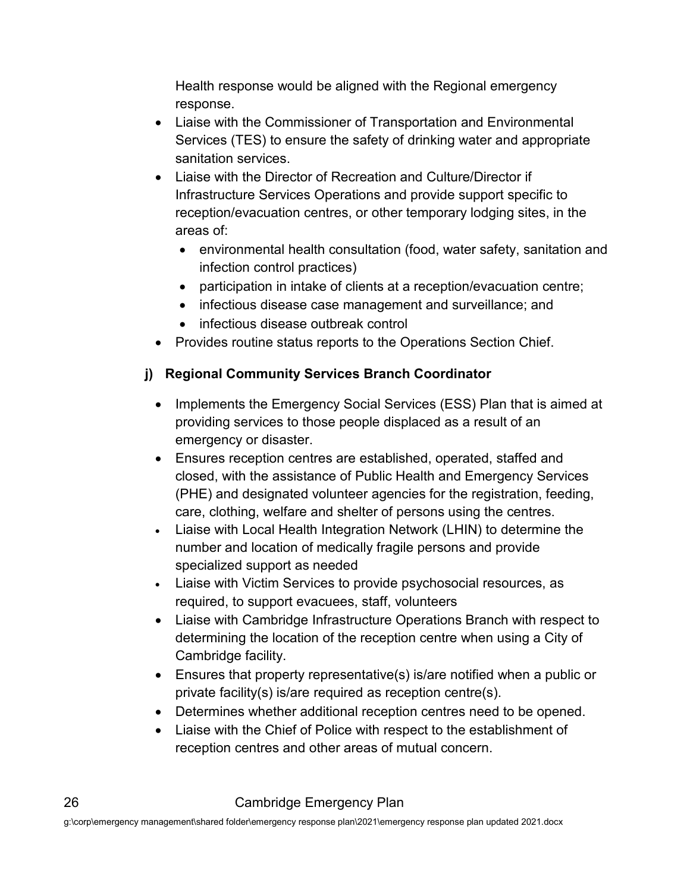Health response would be aligned with the Regional emergency response.

- Liaise with the Commissioner of Transportation and Environmental Services (TES) to ensure the safety of drinking water and appropriate sanitation services.
- Liaise with the Director of Recreation and Culture/Director if Infrastructure Services Operations and provide support specific to reception/evacuation centres, or other temporary lodging sites, in the areas of:
  - environmental health consultation (food, water safety, sanitation and infection control practices)
  - participation in intake of clients at a reception/evacuation centre;
  - infectious disease case management and surveillance; and
  - infectious disease outbreak control
- Provides routine status reports to the Operations Section Chief.

### j) Regional Community Services Branch Coordinator

- Implements the Emergency Social Services (ESS) Plan that is aimed at providing services to those people displaced as a result of an emergency or disaster.
- Ensures reception centres are established, operated, staffed and closed, with the assistance of Public Health and Emergency Services (PHE) and designated volunteer agencies for the registration, feeding, care, clothing, welfare and shelter of persons using the centres.
- Liaise with Local Health Integration Network (LHIN) to determine the number and location of medically fragile persons and provide specialized support as needed
- Liaise with Victim Services to provide psychosocial resources, as required, to support evacuees, staff, volunteers
- Liaise with Cambridge Infrastructure Operations Branch with respect to determining the location of the reception centre when using a City of Cambridge facility.
- Ensures that property representative(s) is/are notified when a public or private facility(s) is/are required as reception centre(s).
- Determines whether additional reception centres need to be opened.
- Liaise with the Chief of Police with respect to the establishment of reception centres and other areas of mutual concern.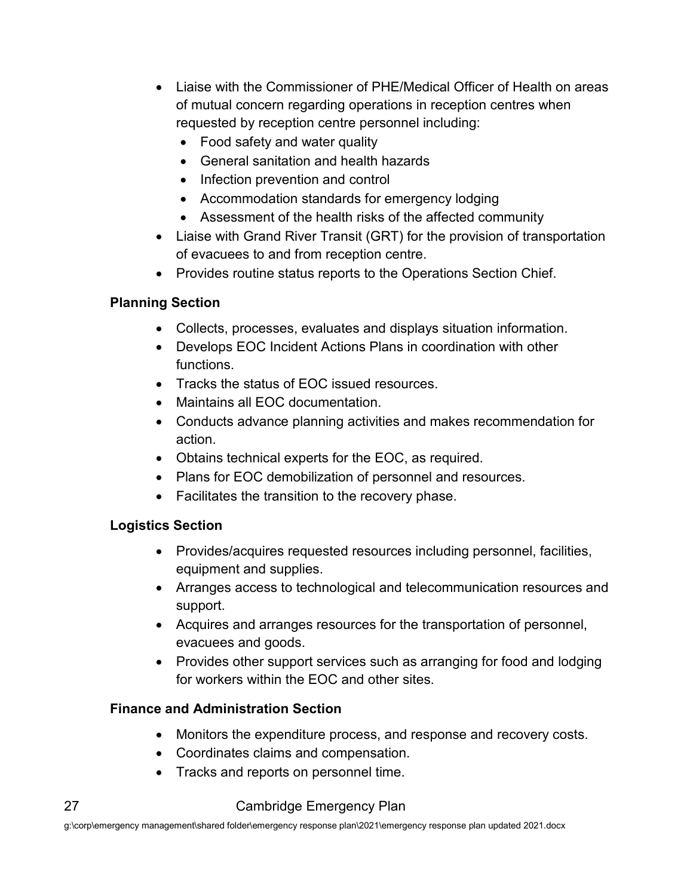- Liaise with the Commissioner of PHE/Medical Officer of Health on areas of mutual concern regarding operations in reception centres when requested by reception centre personnel including:
  - Food safety and water quality
  - General sanitation and health hazards
  - Infection prevention and control
  - Accommodation standards for emergency lodging
  - Assessment of the health risks of the affected community
- Liaise with Grand River Transit (GRT) for the provision of transportation of evacuees to and from reception centre.
- Provides routine status reports to the Operations Section Chief.

**Planning Section**

- Collects, processes, evaluates and displays situation information.
- Develops EOC Incident Actions Plans in coordination with other functions.
- Tracks the status of EOC issued resources.
- Maintains all EOC documentation.
- Conducts advance planning activities and makes recommendation for action.
- Obtains technical experts for the EOC, as required.
- Plans for EOC demobilization of personnel and resources.
- Facilitates the transition to the recovery phase.

**Logistics Section**

- Provides/acquires requested resources including personnel, facilities, equipment and supplies.
- Arranges access to technological and telecommunication resources and support.
- Acquires and arranges resources for the transportation of personnel, evacuees and goods.
- Provides other support services such as arranging for food and lodging for workers within the EOC and other sites.

**Finance and Administration Section**

- Monitors the expenditure process, and response and recovery costs.
- Coordinates claims and compensation.
- Tracks and reports on personnel time.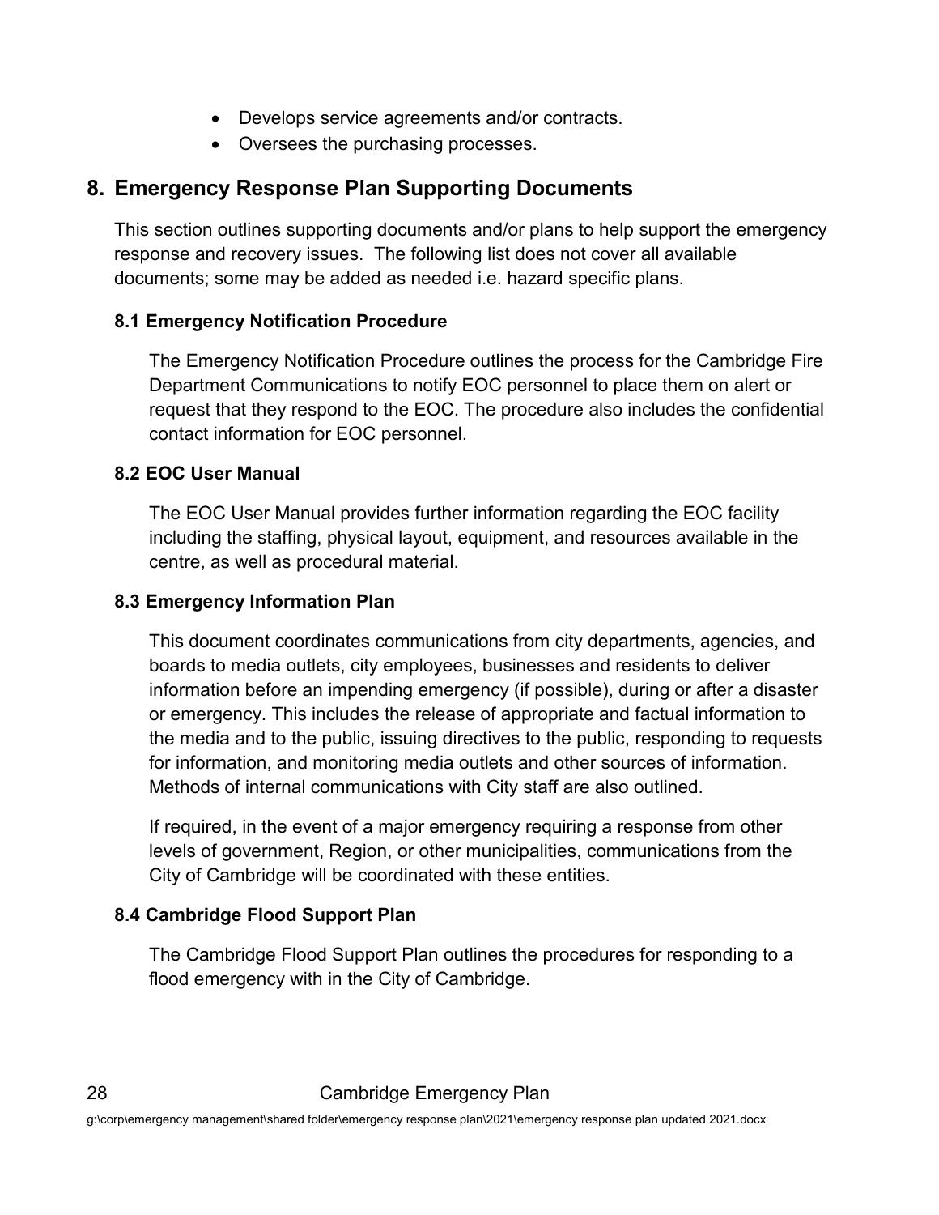- Develops service agreements and/or contracts.
- Oversees the purchasing processes.

## 8. Emergency Response Plan Supporting Documents

This section outlines supporting documents and/or plans to help support the emergency response and recovery issues. The following list does not cover all available documents; some may be added as needed i.e. hazard specific plans.

### 8.1 Emergency Notification Procedure

The Emergency Notification Procedure outlines the process for the Cambridge Fire Department Communications to notify EOC personnel to place them on alert or request that they respond to the EOC. The procedure also includes the confidential contact information for EOC personnel.

### 8.2 EOC User Manual

The EOC User Manual provides further information regarding the EOC facility including the staffing, physical layout, equipment, and resources available in the centre, as well as procedural material.

### 8.3 Emergency Information Plan

This document coordinates communications from city departments, agencies, and boards to media outlets, city employees, businesses and residents to deliver information before an impending emergency (if possible), during or after a disaster or emergency. This includes the release of appropriate and factual information to the media and to the public, issuing directives to the public, responding to requests for information, and monitoring media outlets and other sources of information. Methods of internal communications with City staff are also outlined.

If required, in the event of a major emergency requiring a response from other levels of government, Region, or other municipalities, communications from the City of Cambridge will be coordinated with these entities.

### 8.4 Cambridge Flood Support Plan

The Cambridge Flood Support Plan outlines the procedures for responding to a flood emergency with in the City of Cambridge.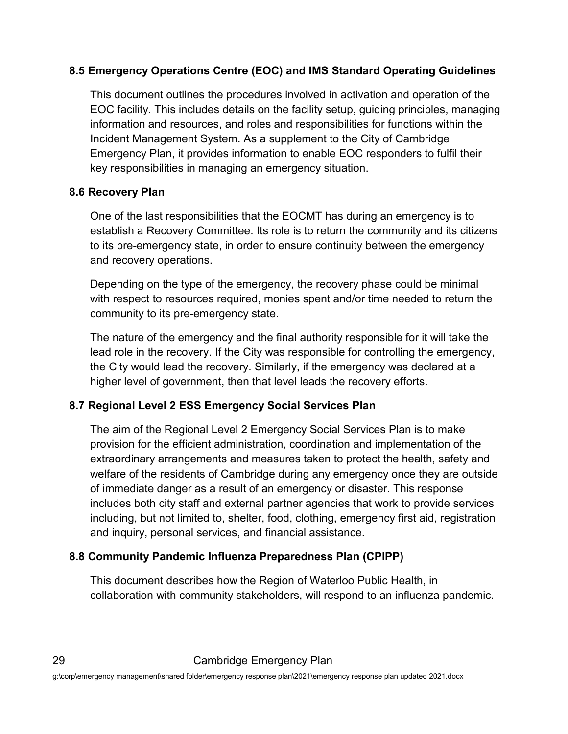### 8.5 Emergency Operations Centre (EOC) and IMS Standard Operating Guidelines

This document outlines the procedures involved in activation and operation of the EOC facility. This includes details on the facility setup, guiding principles, managing information and resources, and roles and responsibilities for functions within the Incident Management System. As a supplement to the City of Cambridge Emergency Plan, it provides information to enable EOC responders to fulfil their key responsibilities in managing an emergency situation.

### 8.6 Recovery Plan

One of the last responsibilities that the EOCMT has during an emergency is to establish a Recovery Committee. Its role is to return the community and its citizens to its pre-emergency state, in order to ensure continuity between the emergency and recovery operations.

Depending on the type of the emergency, the recovery phase could be minimal with respect to resources required, monies spent and/or time needed to return the community to its pre-emergency state.

The nature of the emergency and the final authority responsible for it will take the lead role in the recovery. If the City was responsible for controlling the emergency, the City would lead the recovery. Similarly, if the emergency was declared at a higher level of government, then that level leads the recovery efforts.

### 8.7 Regional Level 2 ESS Emergency Social Services Plan

The aim of the Regional Level 2 Emergency Social Services Plan is to make provision for the efficient administration, coordination and implementation of the extraordinary arrangements and measures taken to protect the health, safety and welfare of the residents of Cambridge during any emergency once they are outside of immediate danger as a result of an emergency or disaster. This response includes both city staff and external partner agencies that work to provide services including, but not limited to, shelter, food, clothing, emergency first aid, registration and inquiry, personal services, and financial assistance.

### 8.8 Community Pandemic Influenza Preparedness Plan (CPIPP)

This document describes how the Region of Waterloo Public Health, in collaboration with community stakeholders, will respond to an influenza pandemic.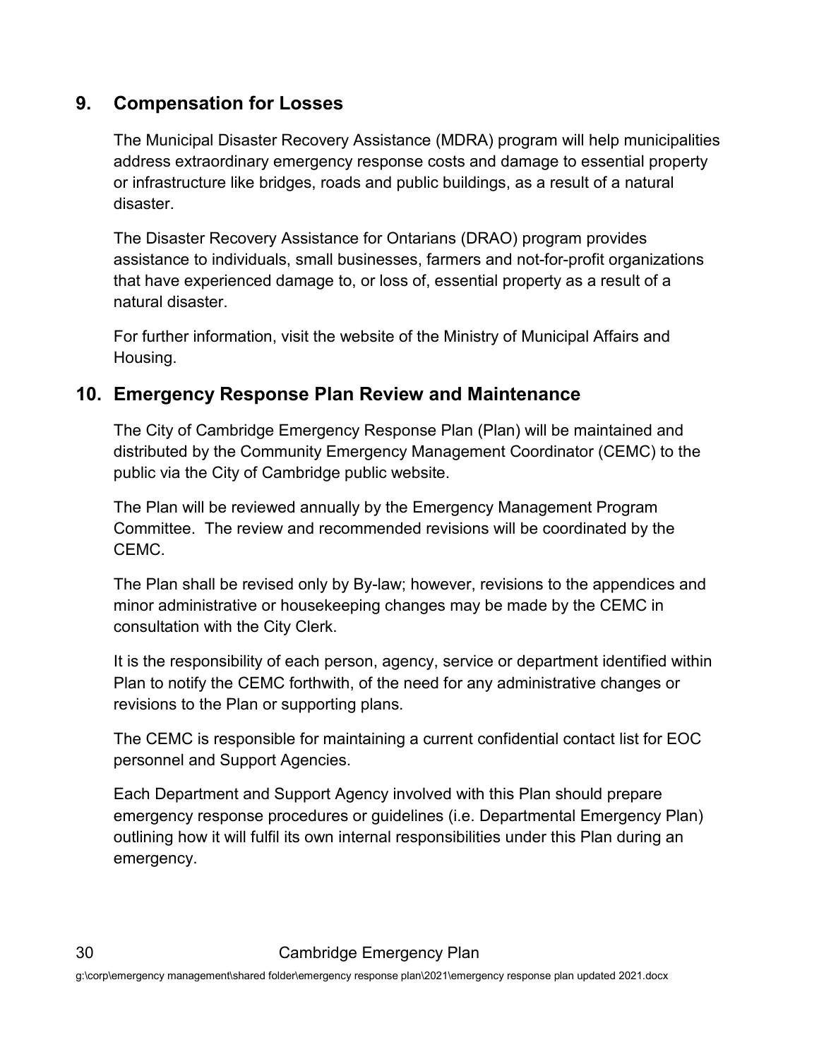## 9. Compensation for Losses

The Municipal Disaster Recovery Assistance (MDRA) program will help municipalities address extraordinary emergency response costs and damage to essential property or infrastructure like bridges, roads and public buildings, as a result of a natural disaster.

The Disaster Recovery Assistance for Ontarians (DRAO) program provides assistance to individuals, small businesses, farmers and not-for-profit organizations that have experienced damage to, or loss of, essential property as a result of a natural disaster.

For further information, visit the website of the Ministry of Municipal Affairs and Housing.

## 10. Emergency Response Plan Review and Maintenance

The City of Cambridge Emergency Response Plan (Plan) will be maintained and distributed by the Community Emergency Management Coordinator (CEMC) to the public via the City of Cambridge public website.

The Plan will be reviewed annually by the Emergency Management Program Committee. The review and recommended revisions will be coordinated by the CEMC.

The Plan shall be revised only by By-law; however, revisions to the appendices and minor administrative or housekeeping changes may be made by the CEMC in consultation with the City Clerk.

It is the responsibility of each person, agency, service or department identified within Plan to notify the CEMC forthwith, of the need for any administrative changes or revisions to the Plan or supporting plans.

The CEMC is responsible for maintaining a current confidential contact list for EOC personnel and Support Agencies.

Each Department and Support Agency involved with this Plan should prepare emergency response procedures or guidelines (i.e. Departmental Emergency Plan) outlining how it will fulfil its own internal responsibilities under this Plan during an emergency.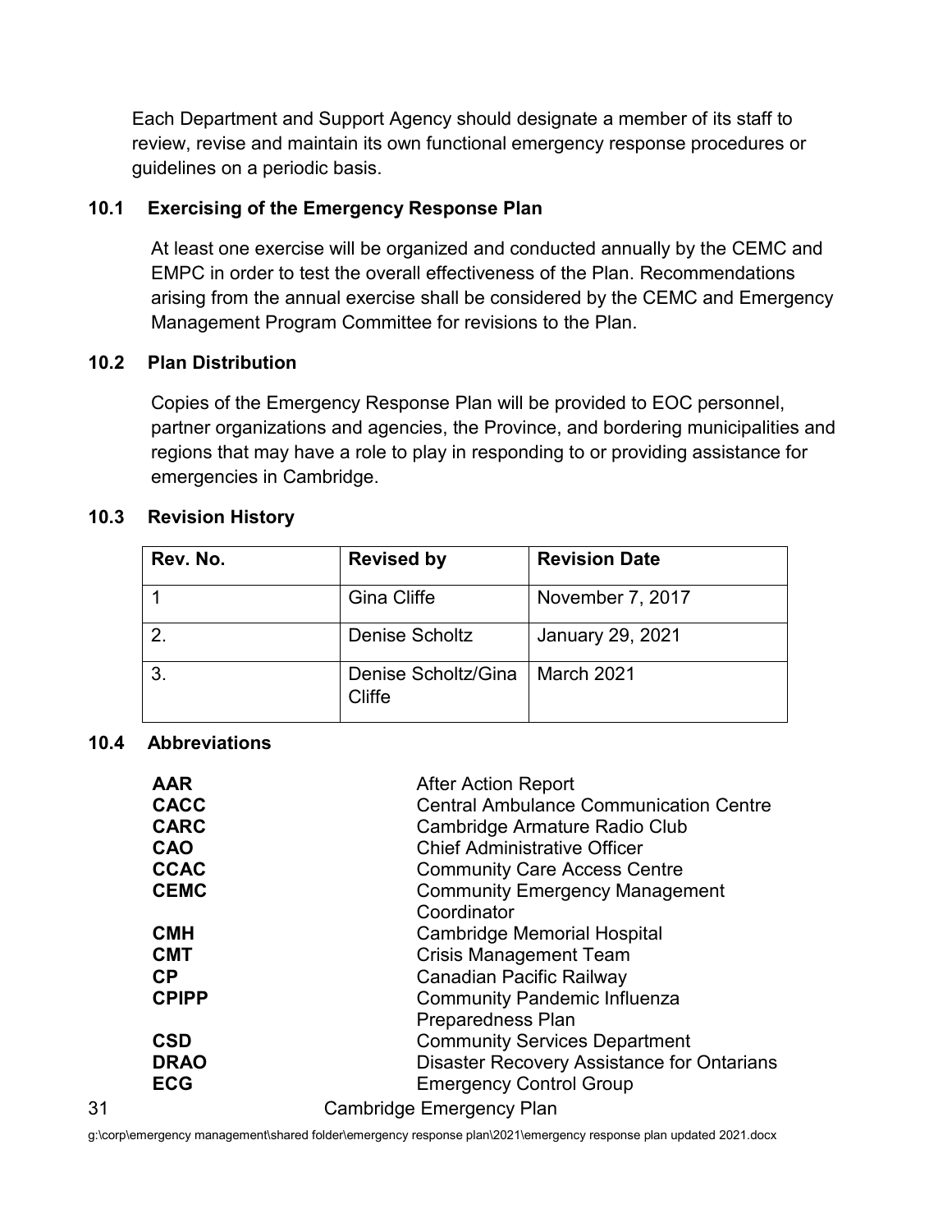Each Department and Support Agency should designate a member of its staff to review, revise and maintain its own functional emergency response procedures or guidelines on a periodic basis.

### 10.1 Exercising of the Emergency Response Plan

At least one exercise will be organized and conducted annually by the CEMC and EMPC in order to test the overall effectiveness of the Plan. Recommendations arising from the annual exercise shall be considered by the CEMC and Emergency Management Program Committee for revisions to the Plan.

### 10.2 Plan Distribution

Copies of the Emergency Response Plan will be provided to EOC personnel, partner organizations and agencies, the Province, and bordering municipalities and regions that may have a role to play in responding to or providing assistance for emergencies in Cambridge.

### 10.3 Revision History

| Rev. No. | Revised by | Revision Date |
|---|---|---|
| 1 | Gina Cliffe | November 7, 2017 |
| 2. | Denise Scholtz | January 29, 2021 |
| 3. | Denise Scholtz/Gina Cliffe | March 2021 |

### 10.4 Abbreviations

| | |
|---|---|
| **AAR** | After Action Report |
| **CACC** | Central Ambulance Communication Centre |
| **CARC** | Cambridge Armature Radio Club |
| **CAO** | Chief Administrative Officer |
| **CCAC** | Community Care Access Centre |
| **CEMC** | Community Emergency Management Coordinator |
| **CMH** | Cambridge Memorial Hospital |
| **CMT** | Crisis Management Team |
| **CP** | Canadian Pacific Railway |
| **CPIPP** | Community Pandemic Influenza Preparedness Plan |
| **CSD** | Community Services Department |
| **DRAO** | Disaster Recovery Assistance for Ontarians |
| **ECG** | Emergency Control Group |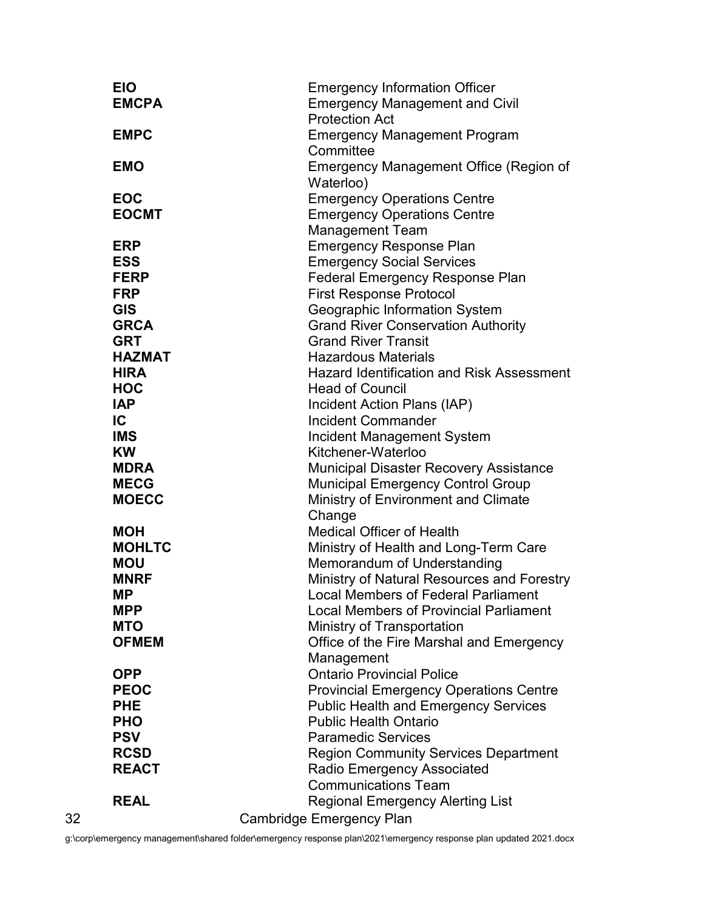| | |
|---|---|
| **EIO** | Emergency Information Officer |
| **EMCPA** | Emergency Management and Civil Protection Act |
| **EMPC** | Emergency Management Program Committee |
| **EMO** | Emergency Management Office (Region of Waterloo) |
| **EOC** | Emergency Operations Centre |
| **EOCMT** | Emergency Operations Centre Management Team |
| **ERP** | Emergency Response Plan |
| **ESS** | Emergency Social Services |
| **FERP** | Federal Emergency Response Plan |
| **FRP** | First Response Protocol |
| **GIS** | Geographic Information System |
| **GRCA** | Grand River Conservation Authority |
| **GRT** | Grand River Transit |
| **HAZMAT** | Hazardous Materials |
| **HIRA** | Hazard Identification and Risk Assessment |
| **HOC** | Head of Council |
| **IAP** | Incident Action Plans (IAP) |
| **IC** | Incident Commander |
| **IMS** | Incident Management System |
| **KW** | Kitchener-Waterloo |
| **MDRA** | Municipal Disaster Recovery Assistance |
| **MECG** | Municipal Emergency Control Group |
| **MOECC** | Ministry of Environment and Climate Change |
| **MOH** | Medical Officer of Health |
| **MOHLTC** | Ministry of Health and Long-Term Care |
| **MOU** | Memorandum of Understanding |
| **MNRF** | Ministry of Natural Resources and Forestry |
| **MP** | Local Members of Federal Parliament |
| **MPP** | Local Members of Provincial Parliament |
| **MTO** | Ministry of Transportation |
| **OFMEM** | Office of the Fire Marshal and Emergency Management |
| **OPP** | Ontario Provincial Police |
| **PEOC** | Provincial Emergency Operations Centre |
| **PHE** | Public Health and Emergency Services |
| **PHO** | Public Health Ontario |
| **PSV** | Paramedic Services |
| **RCSD** | Region Community Services Department |
| **REACT** | Radio Emergency Associated Communications Team |
| **REAL** | Regional Emergency Alerting List |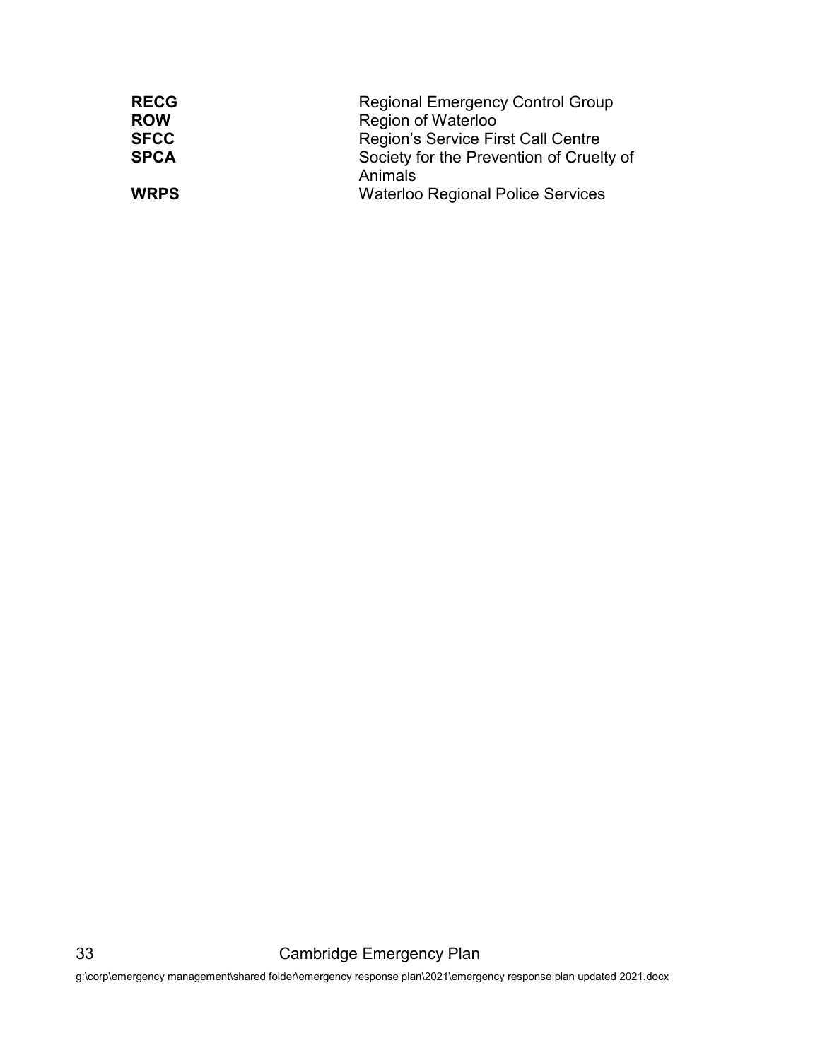| | |
|---|---|
| **RECG** | Regional Emergency Control Group |
| **ROW** | Region of Waterloo |
| **SFCC** | Region's Service First Call Centre |
| **SPCA** | Society for the Prevention of Cruelty of Animals |
| **WRPS** | Waterloo Regional Police Services |